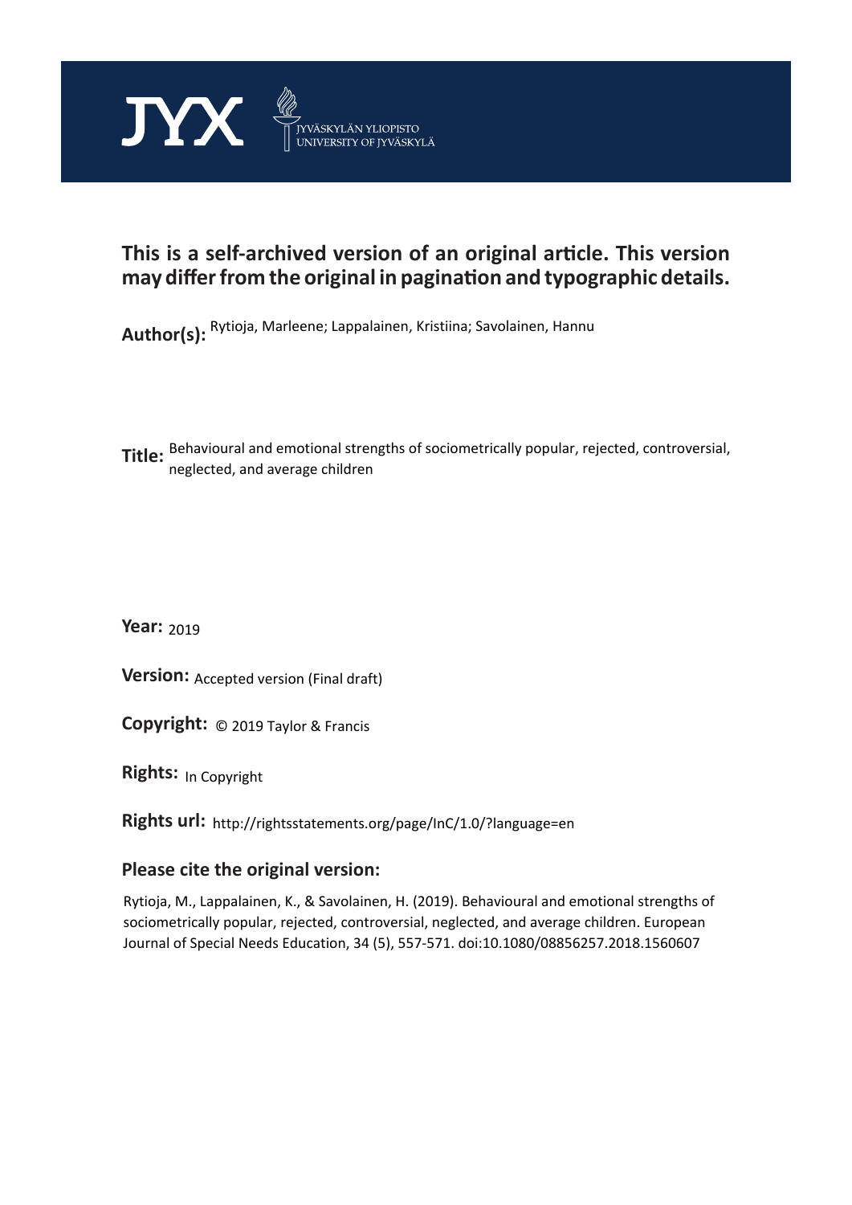JYX JYVÄSKYLÄN YLIOPISTO UNIVERSITY OF JYVÄSKYLÄ

**This is a self-archived version of an original article. This version may differ from the original in pagination and typographic details.**

**Author(s):** Rytioja, Marleene; Lappalainen, Kristiina; Savolainen, Hannu

**Title:** Behavioural and emotional strengths of sociometrically popular, rejected, controversial, neglected, and average children

**Year:** 2019

**Version:** Accepted version (Final draft)

**Copyright:** © 2019 Taylor & Francis

**Rights:** In Copyright

**Rights url:** http://rightsstatements.org/page/InC/1.0/?language=en

**Please cite the original version:**

Rytioja, M., Lappalainen, K., & Savolainen, H. (2019). Behavioural and emotional strengths of sociometrically popular, rejected, controversial, neglected, and average children. European Journal of Special Needs Education, 34 (5), 557-571. doi:10.1080/08856257.2018.1560607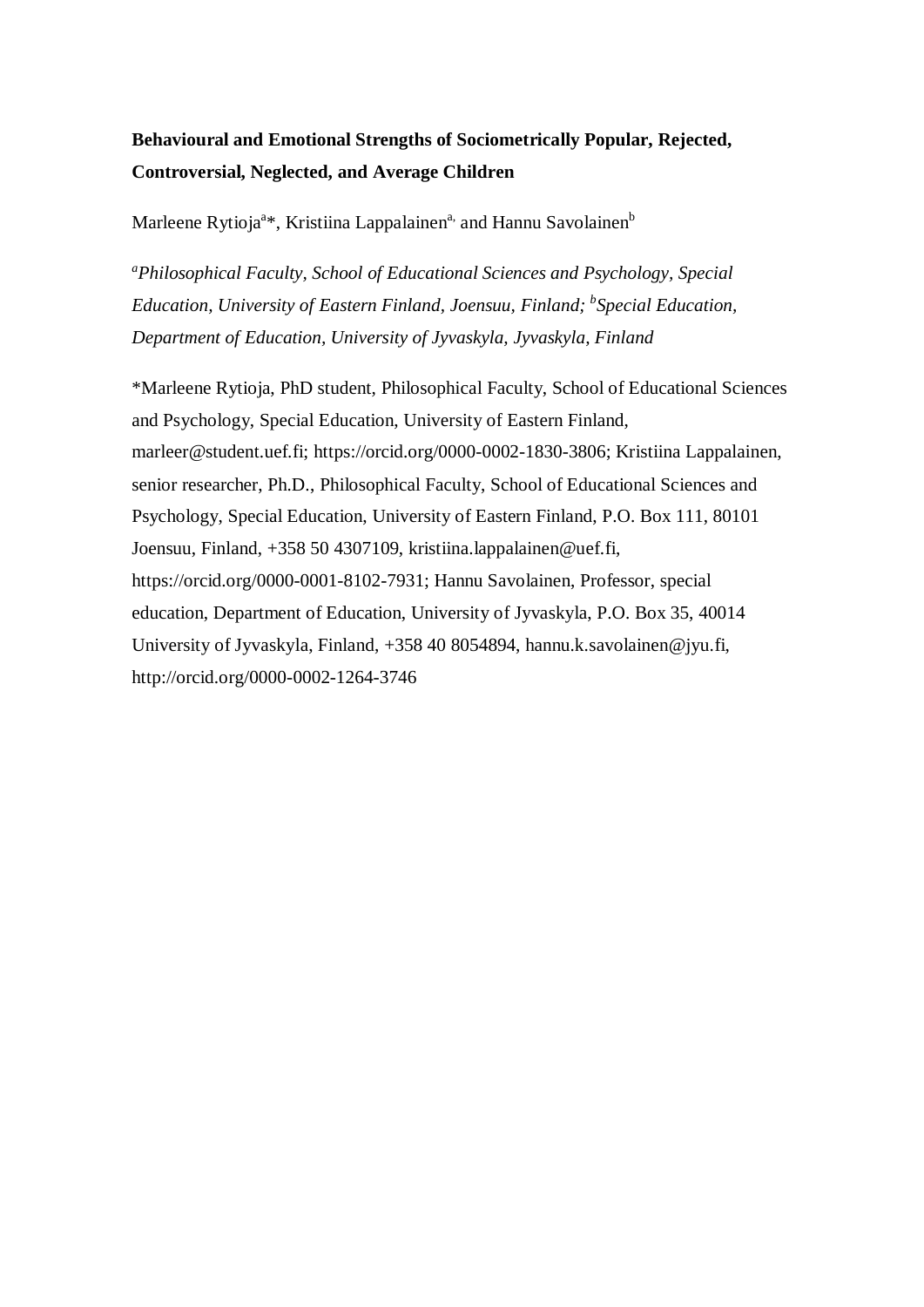**Behavioural and Emotional Strengths of Sociometrically Popular, Rejected, Controversial, Neglected, and Average Children**

Marleene Rytioja[a]*, Kristiina Lappalainen[a,] and Hannu Savolainen[b]

[a]*Philosophical Faculty, School of Educational Sciences and Psychology, Special Education, University of Eastern Finland, Joensuu, Finland;* [b]*Special Education, Department of Education, University of Jyvaskyla, Jyvaskyla, Finland*

*Marleene Rytioja, PhD student, Philosophical Faculty, School of Educational Sciences and Psychology, Special Education, University of Eastern Finland, marleer@student.uef.fi; https://orcid.org/0000-0002-1830-3806; Kristiina Lappalainen, senior researcher, Ph.D., Philosophical Faculty, School of Educational Sciences and Psychology, Special Education, University of Eastern Finland, P.O. Box 111, 80101 Joensuu, Finland, +358 50 4307109, kristiina.lappalainen@uef.fi, https://orcid.org/0000-0001-8102-7931; Hannu Savolainen, Professor, special education, Department of Education, University of Jyvaskyla, P.O. Box 35, 40014 University of Jyvaskyla, Finland, +358 40 8054894, hannu.k.savolainen@jyu.fi, http://orcid.org/0000-0002-1264-3746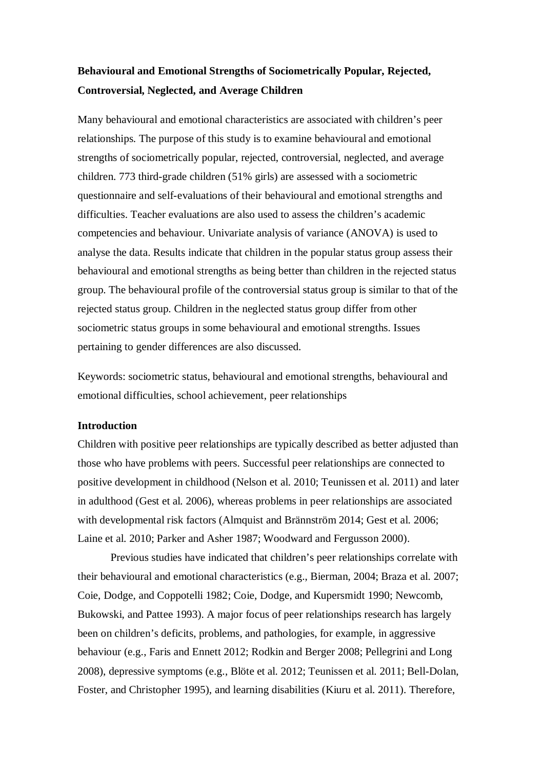**Behavioural and Emotional Strengths of Sociometrically Popular, Rejected, Controversial, Neglected, and Average Children**

Many behavioural and emotional characteristics are associated with children's peer relationships. The purpose of this study is to examine behavioural and emotional strengths of sociometrically popular, rejected, controversial, neglected, and average children. 773 third-grade children (51% girls) are assessed with a sociometric questionnaire and self-evaluations of their behavioural and emotional strengths and difficulties. Teacher evaluations are also used to assess the children's academic competencies and behaviour. Univariate analysis of variance (ANOVA) is used to analyse the data. Results indicate that children in the popular status group assess their behavioural and emotional strengths as being better than children in the rejected status group. The behavioural profile of the controversial status group is similar to that of the rejected status group. Children in the neglected status group differ from other sociometric status groups in some behavioural and emotional strengths. Issues pertaining to gender differences are also discussed.

Keywords: sociometric status, behavioural and emotional strengths, behavioural and emotional difficulties, school achievement, peer relationships

**Introduction**

Children with positive peer relationships are typically described as better adjusted than those who have problems with peers. Successful peer relationships are connected to positive development in childhood (Nelson et al. 2010; Teunissen et al. 2011) and later in adulthood (Gest et al. 2006), whereas problems in peer relationships are associated with developmental risk factors (Almquist and Brännström 2014; Gest et al. 2006; Laine et al. 2010; Parker and Asher 1987; Woodward and Fergusson 2000).

Previous studies have indicated that children's peer relationships correlate with their behavioural and emotional characteristics (e.g., Bierman, 2004; Braza et al. 2007; Coie, Dodge, and Coppotelli 1982; Coie, Dodge, and Kupersmidt 1990; Newcomb, Bukowski, and Pattee 1993). A major focus of peer relationships research has largely been on children's deficits, problems, and pathologies, for example, in aggressive behaviour (e.g., Faris and Ennett 2012; Rodkin and Berger 2008; Pellegrini and Long 2008), depressive symptoms (e.g., Blöte et al. 2012; Teunissen et al. 2011; Bell-Dolan, Foster, and Christopher 1995), and learning disabilities (Kiuru et al. 2011). Therefore,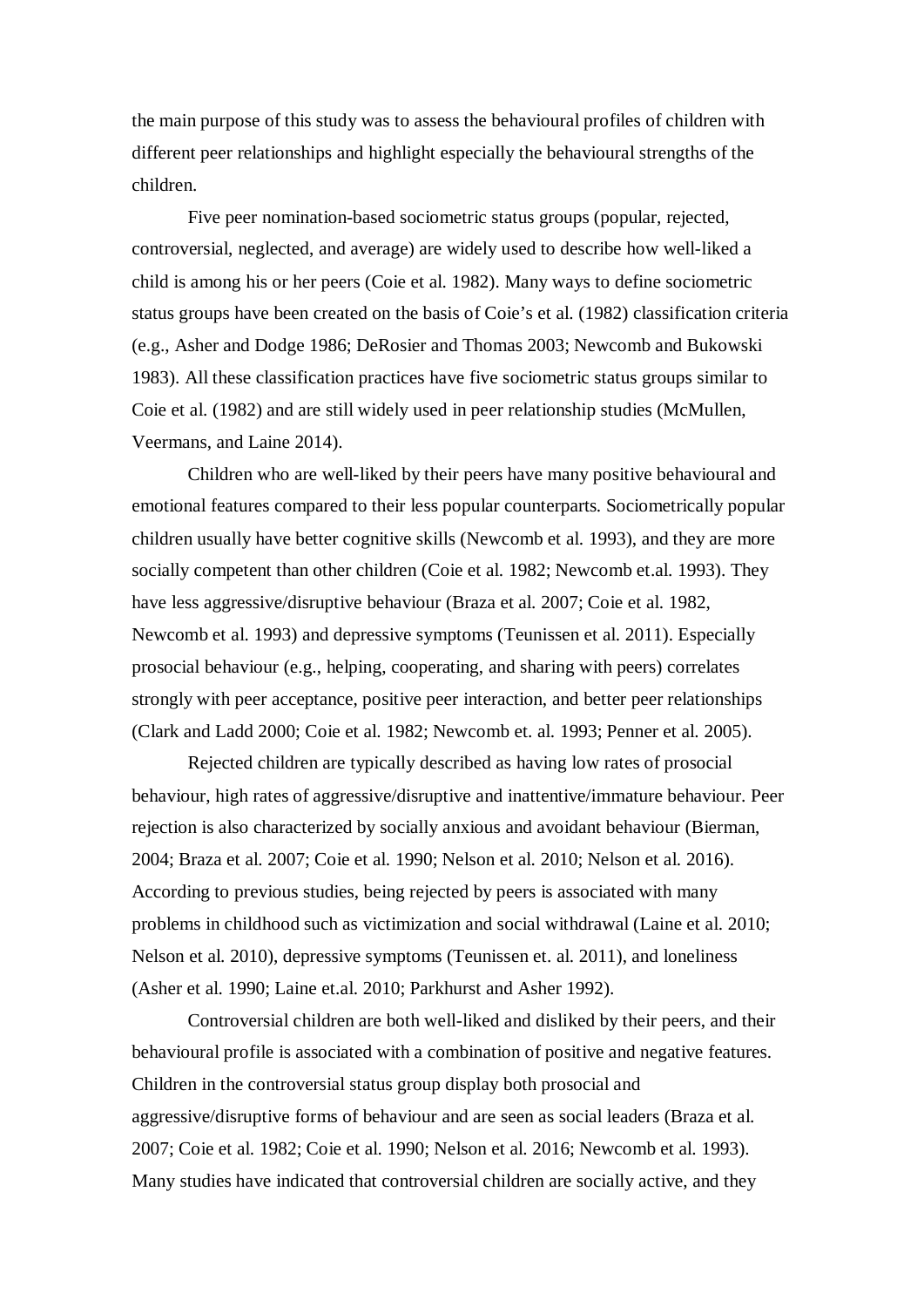the main purpose of this study was to assess the behavioural profiles of children with different peer relationships and highlight especially the behavioural strengths of the children.

Five peer nomination-based sociometric status groups (popular, rejected, controversial, neglected, and average) are widely used to describe how well-liked a child is among his or her peers (Coie et al. 1982). Many ways to define sociometric status groups have been created on the basis of Coie's et al. (1982) classification criteria (e.g., Asher and Dodge 1986; DeRosier and Thomas 2003; Newcomb and Bukowski 1983). All these classification practices have five sociometric status groups similar to Coie et al. (1982) and are still widely used in peer relationship studies (McMullen, Veermans, and Laine 2014).

Children who are well-liked by their peers have many positive behavioural and emotional features compared to their less popular counterparts. Sociometrically popular children usually have better cognitive skills (Newcomb et al. 1993), and they are more socially competent than other children (Coie et al. 1982; Newcomb et.al. 1993). They have less aggressive/disruptive behaviour (Braza et al. 2007; Coie et al. 1982, Newcomb et al. 1993) and depressive symptoms (Teunissen et al. 2011). Especially prosocial behaviour (e.g., helping, cooperating, and sharing with peers) correlates strongly with peer acceptance, positive peer interaction, and better peer relationships (Clark and Ladd 2000; Coie et al. 1982; Newcomb et. al. 1993; Penner et al. 2005).

Rejected children are typically described as having low rates of prosocial behaviour, high rates of aggressive/disruptive and inattentive/immature behaviour. Peer rejection is also characterized by socially anxious and avoidant behaviour (Bierman, 2004; Braza et al. 2007; Coie et al. 1990; Nelson et al. 2010; Nelson et al. 2016). According to previous studies, being rejected by peers is associated with many problems in childhood such as victimization and social withdrawal (Laine et al. 2010; Nelson et al. 2010), depressive symptoms (Teunissen et. al. 2011), and loneliness (Asher et al. 1990; Laine et.al. 2010; Parkhurst and Asher 1992).

Controversial children are both well-liked and disliked by their peers, and their behavioural profile is associated with a combination of positive and negative features. Children in the controversial status group display both prosocial and aggressive/disruptive forms of behaviour and are seen as social leaders (Braza et al. 2007; Coie et al. 1982; Coie et al. 1990; Nelson et al. 2016; Newcomb et al. 1993). Many studies have indicated that controversial children are socially active, and they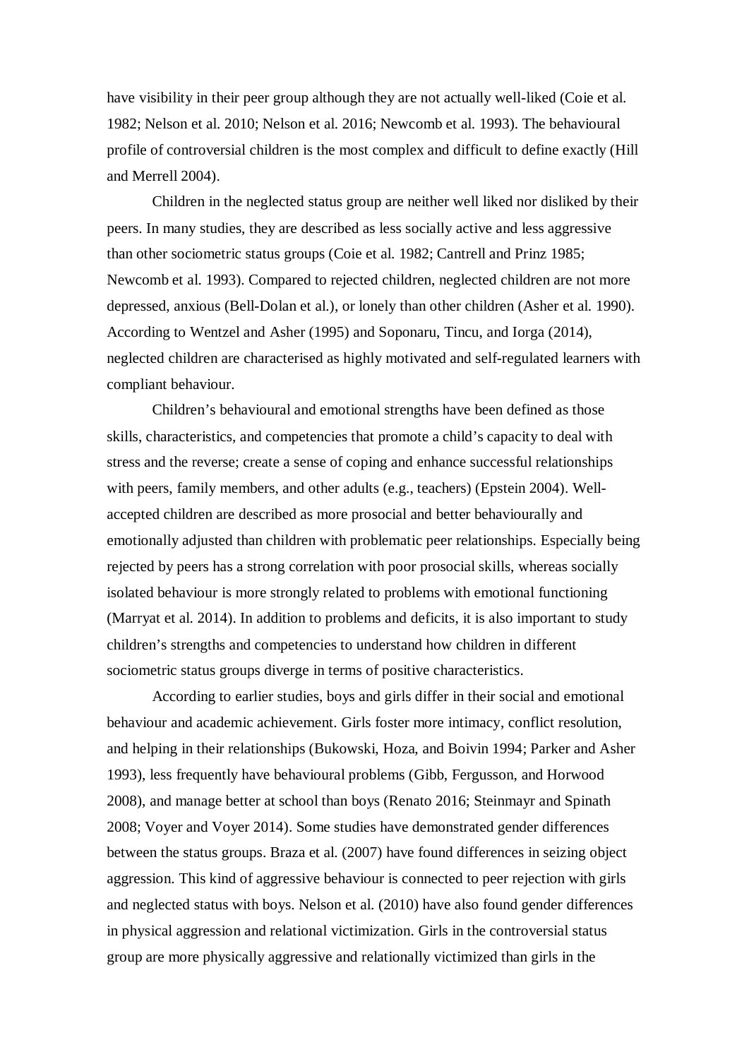have visibility in their peer group although they are not actually well-liked (Coie et al. 1982; Nelson et al. 2010; Nelson et al. 2016; Newcomb et al. 1993). The behavioural profile of controversial children is the most complex and difficult to define exactly (Hill and Merrell 2004).

Children in the neglected status group are neither well liked nor disliked by their peers. In many studies, they are described as less socially active and less aggressive than other sociometric status groups (Coie et al. 1982; Cantrell and Prinz 1985; Newcomb et al. 1993). Compared to rejected children, neglected children are not more depressed, anxious (Bell-Dolan et al.), or lonely than other children (Asher et al. 1990). According to Wentzel and Asher (1995) and Soponaru, Tincu, and Iorga (2014), neglected children are characterised as highly motivated and self-regulated learners with compliant behaviour.

Children's behavioural and emotional strengths have been defined as those skills, characteristics, and competencies that promote a child's capacity to deal with stress and the reverse; create a sense of coping and enhance successful relationships with peers, family members, and other adults (e.g., teachers) (Epstein 2004). Well-accepted children are described as more prosocial and better behaviourally and emotionally adjusted than children with problematic peer relationships. Especially being rejected by peers has a strong correlation with poor prosocial skills, whereas socially isolated behaviour is more strongly related to problems with emotional functioning (Marryat et al. 2014). In addition to problems and deficits, it is also important to study children's strengths and competencies to understand how children in different sociometric status groups diverge in terms of positive characteristics.

According to earlier studies, boys and girls differ in their social and emotional behaviour and academic achievement. Girls foster more intimacy, conflict resolution, and helping in their relationships (Bukowski, Hoza, and Boivin 1994; Parker and Asher 1993), less frequently have behavioural problems (Gibb, Fergusson, and Horwood 2008), and manage better at school than boys (Renato 2016; Steinmayr and Spinath 2008; Voyer and Voyer 2014). Some studies have demonstrated gender differences between the status groups. Braza et al. (2007) have found differences in seizing object aggression. This kind of aggressive behaviour is connected to peer rejection with girls and neglected status with boys. Nelson et al. (2010) have also found gender differences in physical aggression and relational victimization. Girls in the controversial status group are more physically aggressive and relationally victimized than girls in the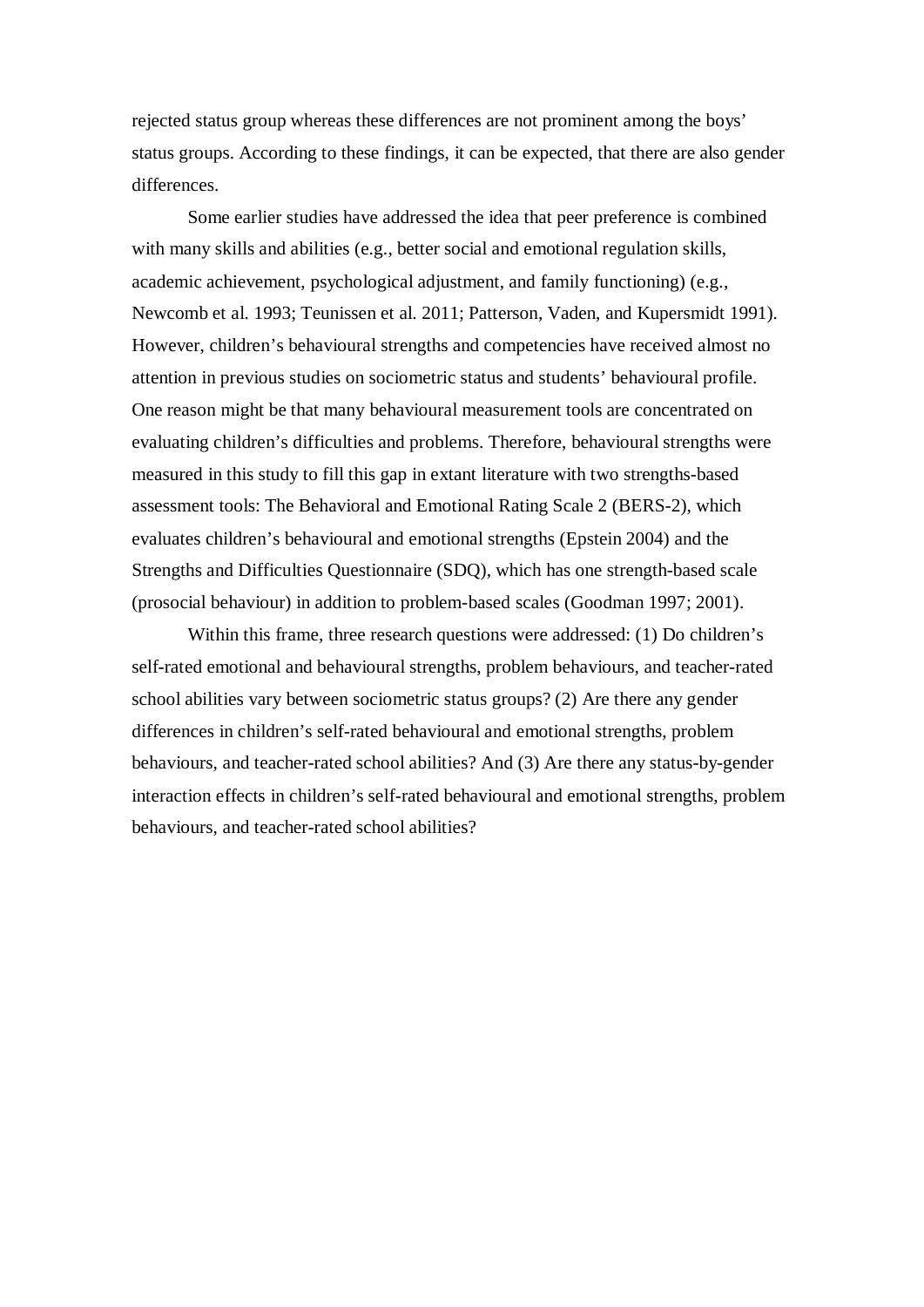rejected status group whereas these differences are not prominent among the boys' status groups. According to these findings, it can be expected, that there are also gender differences.

Some earlier studies have addressed the idea that peer preference is combined with many skills and abilities (e.g., better social and emotional regulation skills, academic achievement, psychological adjustment, and family functioning) (e.g., Newcomb et al. 1993; Teunissen et al. 2011; Patterson, Vaden, and Kupersmidt 1991). However, children's behavioural strengths and competencies have received almost no attention in previous studies on sociometric status and students' behavioural profile. One reason might be that many behavioural measurement tools are concentrated on evaluating children's difficulties and problems. Therefore, behavioural strengths were measured in this study to fill this gap in extant literature with two strengths-based assessment tools: The Behavioral and Emotional Rating Scale 2 (BERS-2), which evaluates children's behavioural and emotional strengths (Epstein 2004) and the Strengths and Difficulties Questionnaire (SDQ), which has one strength-based scale (prosocial behaviour) in addition to problem-based scales (Goodman 1997; 2001).

Within this frame, three research questions were addressed: (1) Do children's self-rated emotional and behavioural strengths, problem behaviours, and teacher-rated school abilities vary between sociometric status groups? (2) Are there any gender differences in children's self-rated behavioural and emotional strengths, problem behaviours, and teacher-rated school abilities? And (3) Are there any status-by-gender interaction effects in children's self-rated behavioural and emotional strengths, problem behaviours, and teacher-rated school abilities?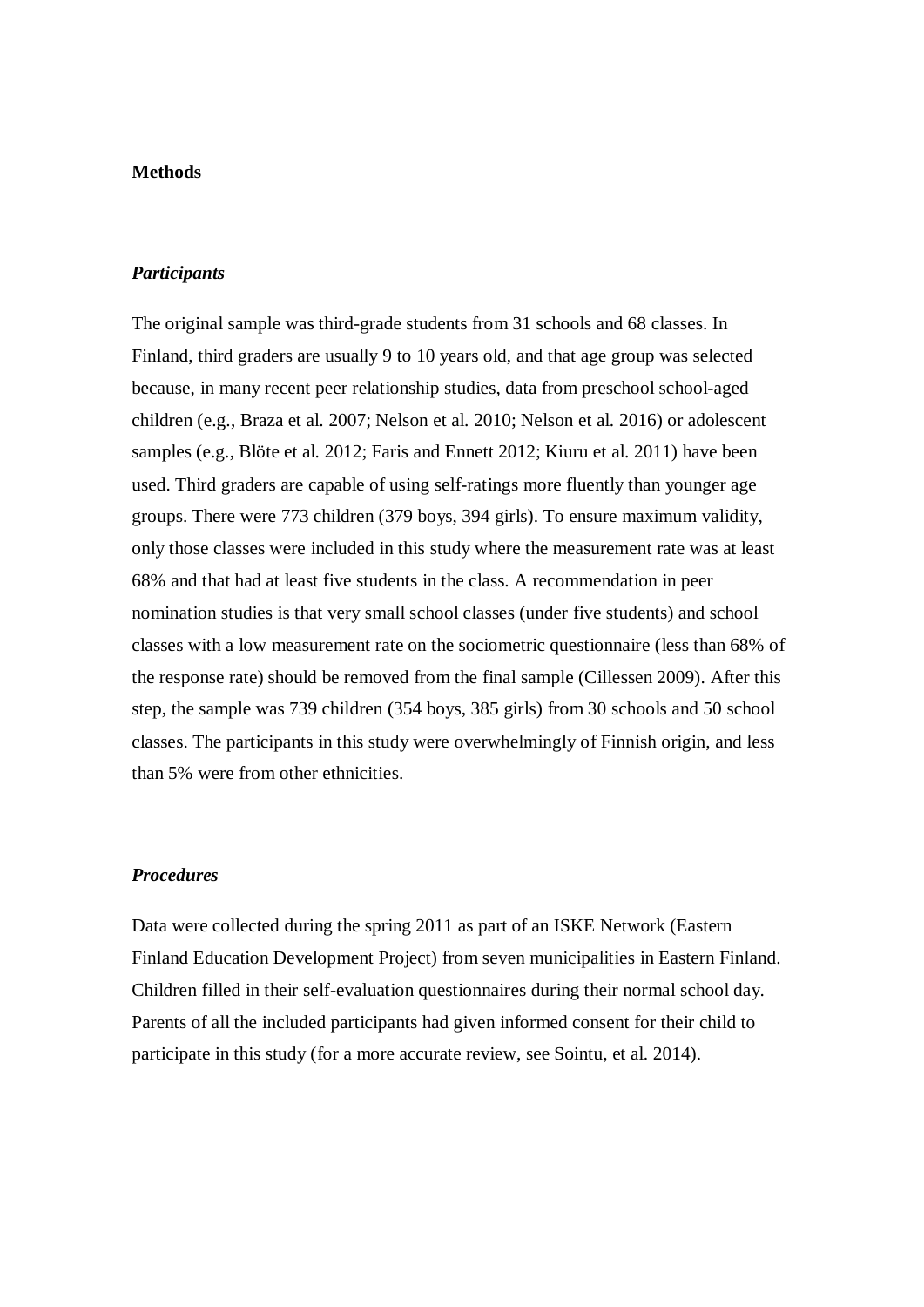## Methods

### *Participants*

The original sample was third-grade students from 31 schools and 68 classes. In Finland, third graders are usually 9 to 10 years old, and that age group was selected because, in many recent peer relationship studies, data from preschool school-aged children (e.g., Braza et al. 2007; Nelson et al. 2010; Nelson et al. 2016) or adolescent samples (e.g., Blöte et al. 2012; Faris and Ennett 2012; Kiuru et al. 2011) have been used. Third graders are capable of using self-ratings more fluently than younger age groups. There were 773 children (379 boys, 394 girls). To ensure maximum validity, only those classes were included in this study where the measurement rate was at least 68% and that had at least five students in the class. A recommendation in peer nomination studies is that very small school classes (under five students) and school classes with a low measurement rate on the sociometric questionnaire (less than 68% of the response rate) should be removed from the final sample (Cillessen 2009). After this step, the sample was 739 children (354 boys, 385 girls) from 30 schools and 50 school classes. The participants in this study were overwhelmingly of Finnish origin, and less than 5% were from other ethnicities.

### *Procedures*

Data were collected during the spring 2011 as part of an ISKE Network (Eastern Finland Education Development Project) from seven municipalities in Eastern Finland. Children filled in their self-evaluation questionnaires during their normal school day. Parents of all the included participants had given informed consent for their child to participate in this study (for a more accurate review, see Sointu, et al. 2014).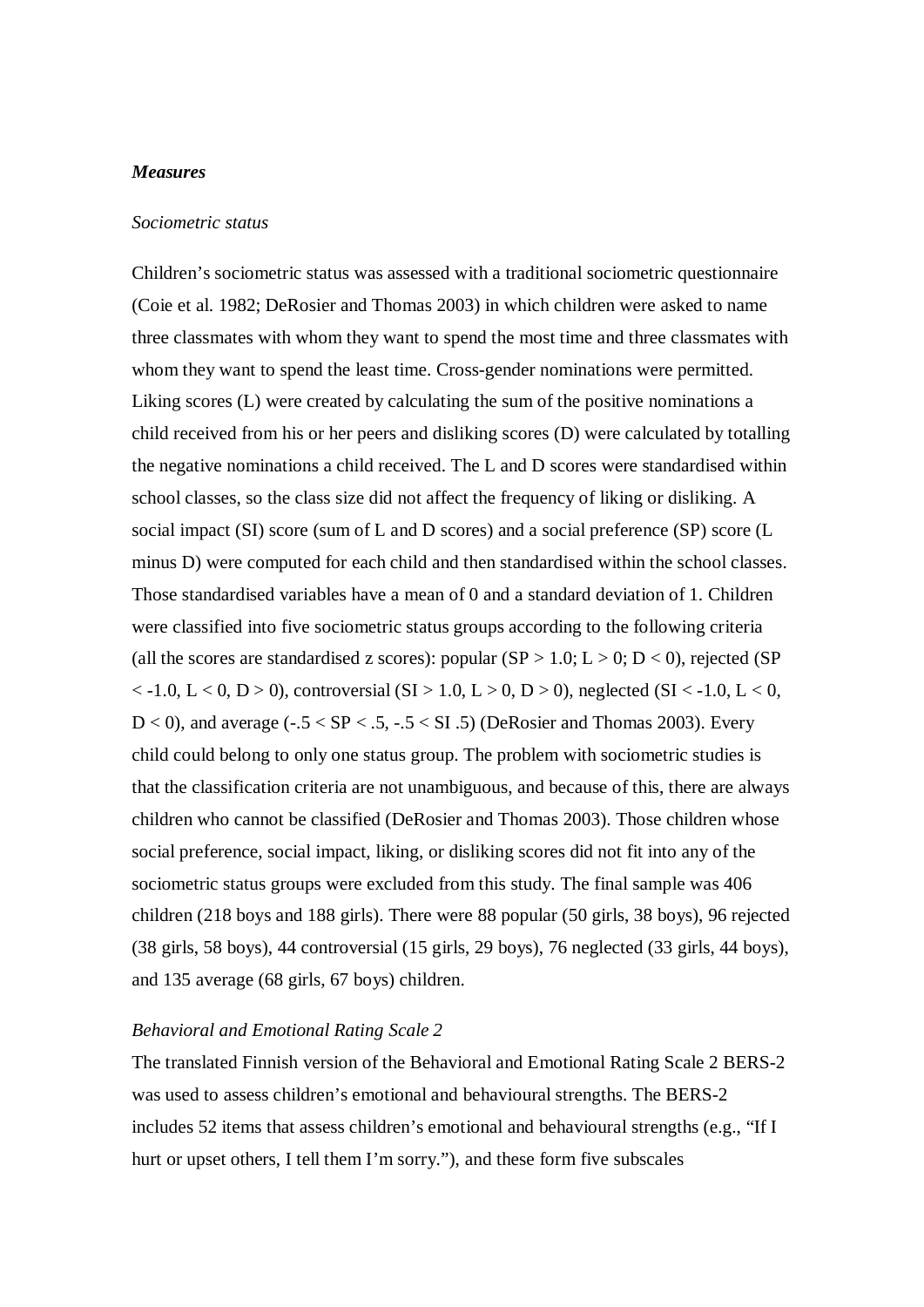### *Measures*

*Sociometric status*

Children's sociometric status was assessed with a traditional sociometric questionnaire (Coie et al. 1982; DeRosier and Thomas 2003) in which children were asked to name three classmates with whom they want to spend the most time and three classmates with whom they want to spend the least time. Cross-gender nominations were permitted. Liking scores (L) were created by calculating the sum of the positive nominations a child received from his or her peers and disliking scores (D) were calculated by totalling the negative nominations a child received. The L and D scores were standardised within school classes, so the class size did not affect the frequency of liking or disliking. A social impact (SI) score (sum of L and D scores) and a social preference (SP) score (L minus D) were computed for each child and then standardised within the school classes. Those standardised variables have a mean of 0 and a standard deviation of 1. Children were classified into five sociometric status groups according to the following criteria (all the scores are standardised z scores): popular (SP > 1.0; L > 0; D < 0), rejected (SP < -1.0, L < 0, D > 0), controversial (SI > 1.0, L > 0, D > 0), neglected (SI < -1.0, L < 0, D < 0), and average (-.5 < SP < .5, -.5 < SI .5) (DeRosier and Thomas 2003). Every child could belong to only one status group. The problem with sociometric studies is that the classification criteria are not unambiguous, and because of this, there are always children who cannot be classified (DeRosier and Thomas 2003). Those children whose social preference, social impact, liking, or disliking scores did not fit into any of the sociometric status groups were excluded from this study. The final sample was 406 children (218 boys and 188 girls). There were 88 popular (50 girls, 38 boys), 96 rejected (38 girls, 58 boys), 44 controversial (15 girls, 29 boys), 76 neglected (33 girls, 44 boys), and 135 average (68 girls, 67 boys) children.

*Behavioral and Emotional Rating Scale 2*

The translated Finnish version of the Behavioral and Emotional Rating Scale 2 BERS-2 was used to assess children's emotional and behavioural strengths. The BERS-2 includes 52 items that assess children's emotional and behavioural strengths (e.g., "If I hurt or upset others, I tell them I'm sorry."), and these form five subscales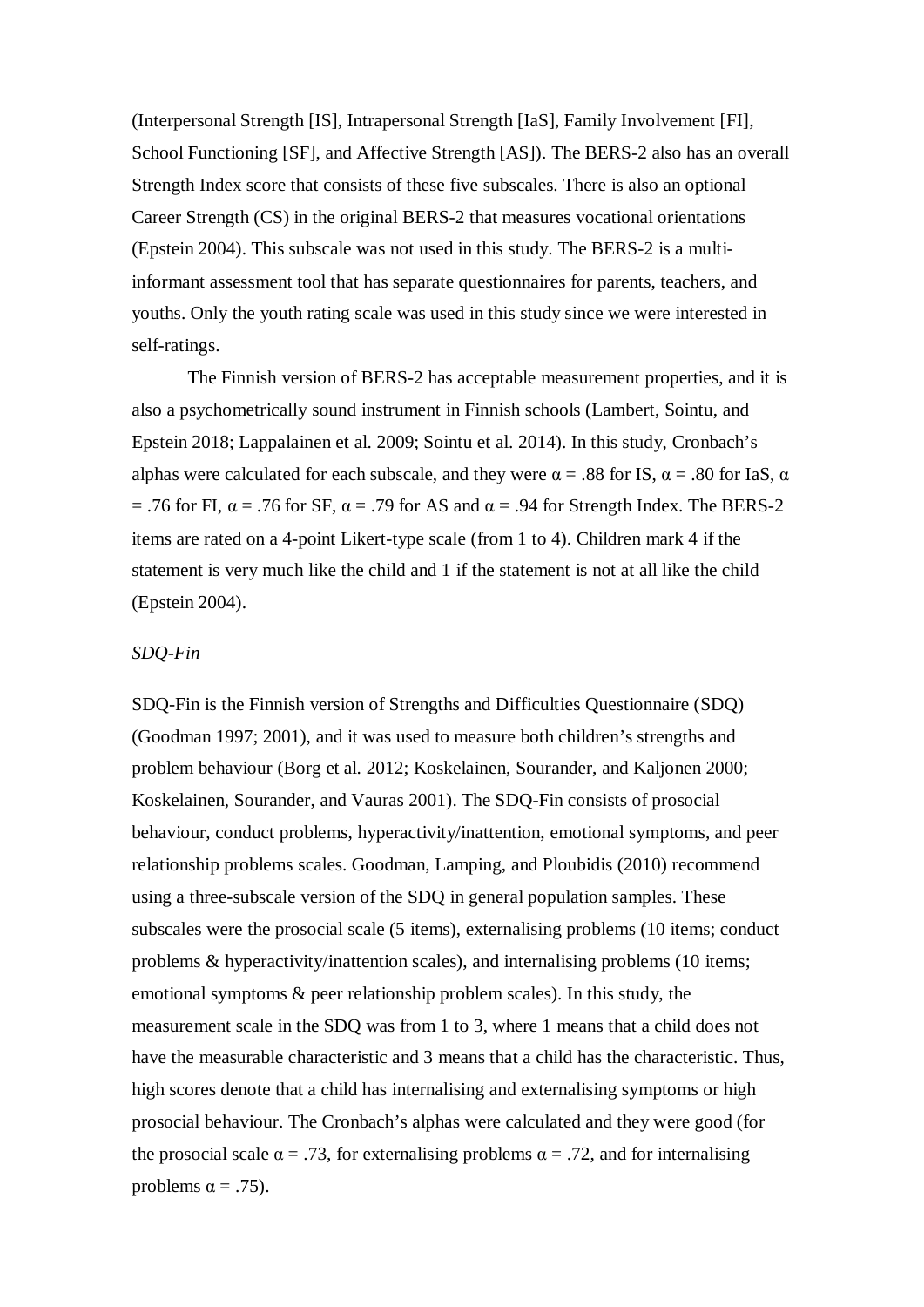(Interpersonal Strength [IS], Intrapersonal Strength [IaS], Family Involvement [FI], School Functioning [SF], and Affective Strength [AS]). The BERS-2 also has an overall Strength Index score that consists of these five subscales. There is also an optional Career Strength (CS) in the original BERS-2 that measures vocational orientations (Epstein 2004). This subscale was not used in this study. The BERS-2 is a multi-informant assessment tool that has separate questionnaires for parents, teachers, and youths. Only the youth rating scale was used in this study since we were interested in self-ratings.

The Finnish version of BERS-2 has acceptable measurement properties, and it is also a psychometrically sound instrument in Finnish schools (Lambert, Sointu, and Epstein 2018; Lappalainen et al. 2009; Sointu et al. 2014). In this study, Cronbach's alphas were calculated for each subscale, and they were $\alpha = .88$ for IS, $\alpha = .80$ for IaS, $\alpha = .76$ for FI, $\alpha = .76$ for SF, $\alpha = .79$ for AS and $\alpha = .94$ for Strength Index. The BERS-2 items are rated on a 4-point Likert-type scale (from 1 to 4). Children mark 4 if the statement is very much like the child and 1 if the statement is not at all like the child (Epstein 2004).

*SDQ-Fin*

SDQ-Fin is the Finnish version of Strengths and Difficulties Questionnaire (SDQ) (Goodman 1997; 2001), and it was used to measure both children's strengths and problem behaviour (Borg et al. 2012; Koskelainen, Sourander, and Kaljonen 2000; Koskelainen, Sourander, and Vauras 2001). The SDQ-Fin consists of prosocial behaviour, conduct problems, hyperactivity/inattention, emotional symptoms, and peer relationship problems scales. Goodman, Lamping, and Ploubidis (2010) recommend using a three-subscale version of the SDQ in general population samples. These subscales were the prosocial scale (5 items), externalising problems (10 items; conduct problems & hyperactivity/inattention scales), and internalising problems (10 items; emotional symptoms & peer relationship problem scales). In this study, the measurement scale in the SDQ was from 1 to 3, where 1 means that a child does not have the measurable characteristic and 3 means that a child has the characteristic. Thus, high scores denote that a child has internalising and externalising symptoms or high prosocial behaviour. The Cronbach's alphas were calculated and they were good (for the prosocial scale $\alpha = .73$, for externalising problems $\alpha = .72$, and for internalising problems $\alpha = .75$).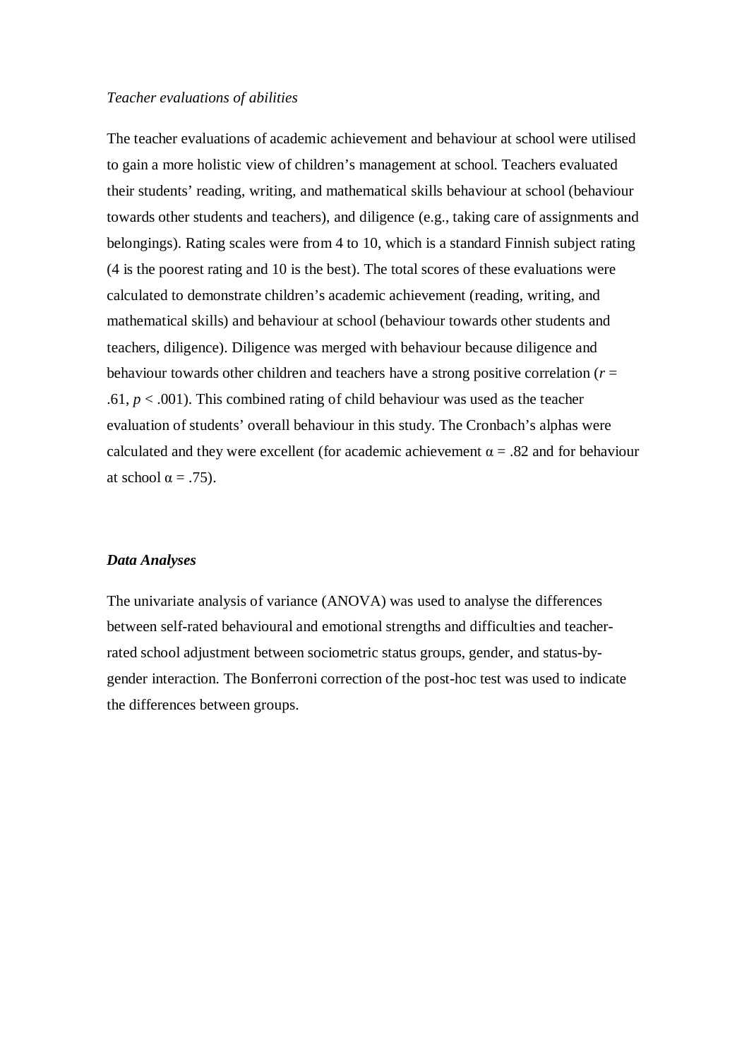*Teacher evaluations of abilities*

The teacher evaluations of academic achievement and behaviour at school were utilised to gain a more holistic view of children's management at school. Teachers evaluated their students' reading, writing, and mathematical skills behaviour at school (behaviour towards other students and teachers), and diligence (e.g., taking care of assignments and belongings). Rating scales were from 4 to 10, which is a standard Finnish subject rating (4 is the poorest rating and 10 is the best). The total scores of these evaluations were calculated to demonstrate children's academic achievement (reading, writing, and mathematical skills) and behaviour at school (behaviour towards other students and teachers, diligence). Diligence was merged with behaviour because diligence and behaviour towards other children and teachers have a strong positive correlation ($r$ = .61, $p < .001$). This combined rating of child behaviour was used as the teacher evaluation of students' overall behaviour in this study. The Cronbach's alphas were calculated and they were excellent (for academic achievement $\alpha = .82$ and for behaviour at school $\alpha = .75$).

### ***Data Analyses***

The univariate analysis of variance (ANOVA) was used to analyse the differences between self-rated behavioural and emotional strengths and difficulties and teacher-rated school adjustment between sociometric status groups, gender, and status-by-gender interaction. The Bonferroni correction of the post-hoc test was used to indicate the differences between groups.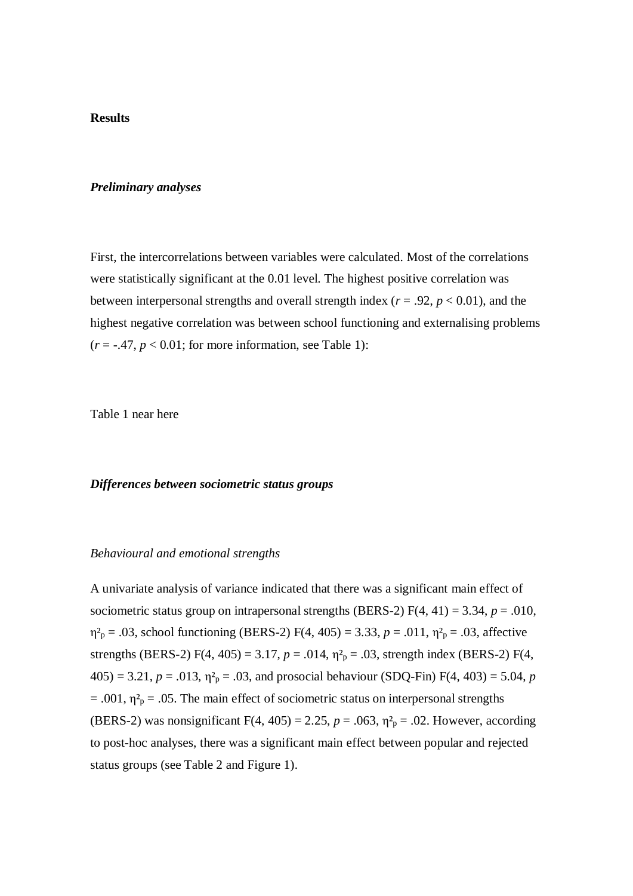## Results

### *Preliminary analyses*

First, the intercorrelations between variables were calculated. Most of the correlations were statistically significant at the 0.01 level. The highest positive correlation was between interpersonal strengths and overall strength index ($r$ = .92, $p$ < 0.01), and the highest negative correlation was between school functioning and externalising problems ($r$ = -.47, $p$ < 0.01; for more information, see Table 1):

Table 1 near here

### *Differences between sociometric status groups*

#### *Behavioural and emotional strengths*

A univariate analysis of variance indicated that there was a significant main effect of sociometric status group on intrapersonal strengths (BERS-2) $F(4, 41) = 3.34$, $p = .010$, $\eta^2_p = .03$, school functioning (BERS-2) $F(4, 405) = 3.33$, $p = .011$, $\eta^2_p = .03$, affective strengths (BERS-2) $F(4, 405) = 3.17$, $p = .014$, $\eta^2_p = .03$, strength index (BERS-2) $F(4, 405) = 3.21$, $p = .013$, $\eta^2_p = .03$, and prosocial behaviour (SDQ-Fin) $F(4, 403) = 5.04$, $p = .001$, $\eta^2_p = .05$. The main effect of sociometric status on interpersonal strengths (BERS-2) was nonsignificant $F(4, 405) = 2.25$, $p = .063$, $\eta^2_p = .02$. However, according to post-hoc analyses, there was a significant main effect between popular and rejected status groups (see Table 2 and Figure 1).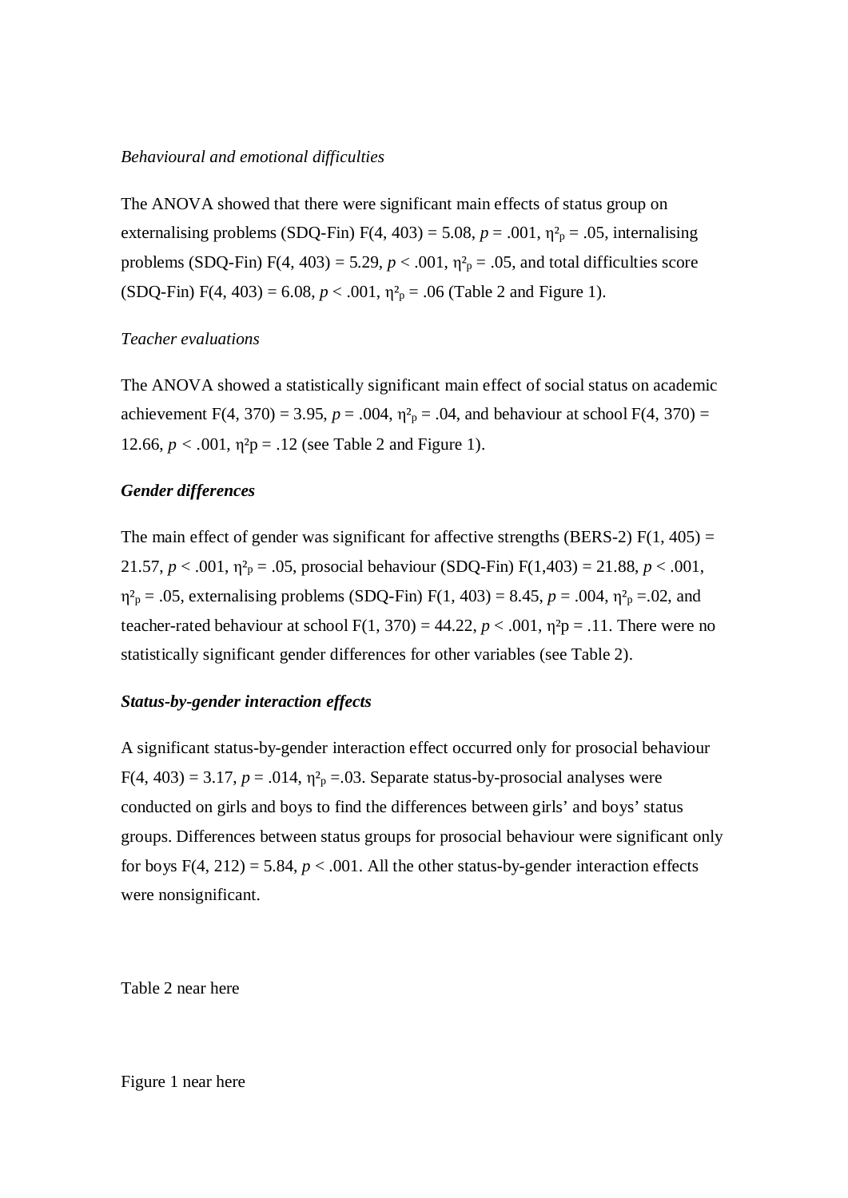*Behavioural and emotional difficulties*

The ANOVA showed that there were significant main effects of status group on externalising problems (SDQ-Fin) $F(4, 403) = 5.08$, $p = .001$, $\eta^2_p = .05$, internalising problems (SDQ-Fin) $F(4, 403) = 5.29$, $p < .001$, $\eta^2_p = .05$, and total difficulties score (SDQ-Fin) $F(4, 403) = 6.08$, $p < .001$, $\eta^2_p = .06$ (Table 2 and Figure 1).

*Teacher evaluations*

The ANOVA showed a statistically significant main effect of social status on academic achievement $F(4, 370) = 3.95$, $p = .004$, $\eta^2_p = .04$, and behaviour at school $F(4, 370) = 12.66$, $p < .001$, $\eta^2 p = .12$ (see Table 2 and Figure 1).

***Gender differences***

The main effect of gender was significant for affective strengths (BERS-2) $F(1, 405) = 21.57$, $p < .001$, $\eta^2_p = .05$, prosocial behaviour (SDQ-Fin) $F(1,403) = 21.88$, $p < .001$, $\eta^2_p = .05$, externalising problems (SDQ-Fin) $F(1, 403) = 8.45$, $p = .004$, $\eta^2_p = .02$, and teacher-rated behaviour at school $F(1, 370) = 44.22$, $p < .001$, $\eta^2 p = .11$. There were no statistically significant gender differences for other variables (see Table 2).

***Status-by-gender interaction effects***

A significant status-by-gender interaction effect occurred only for prosocial behaviour $F(4, 403) = 3.17$, $p = .014$, $\eta^2_p = .03$. Separate status-by-prosocial analyses were conducted on girls and boys to find the differences between girls' and boys' status groups. Differences between status groups for prosocial behaviour were significant only for boys $F(4, 212) = 5.84$, $p < .001$. All the other status-by-gender interaction effects were nonsignificant.

Table 2 near here

Figure 1 near here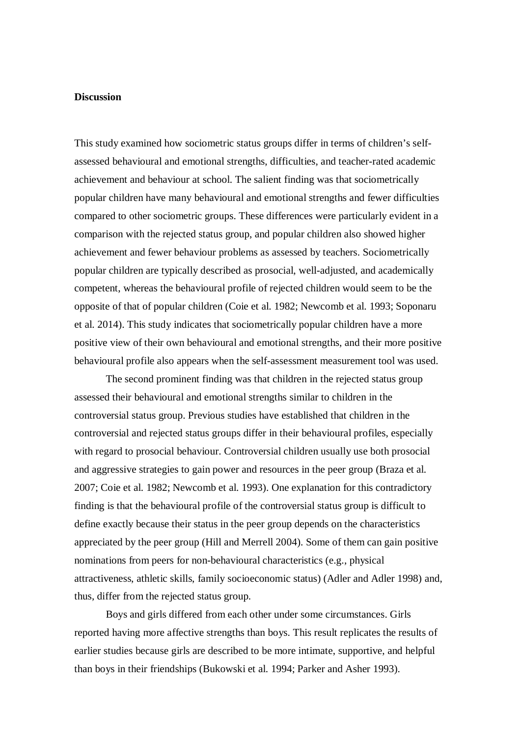**Discussion**

This study examined how sociometric status groups differ in terms of children's self-assessed behavioural and emotional strengths, difficulties, and teacher-rated academic achievement and behaviour at school. The salient finding was that sociometrically popular children have many behavioural and emotional strengths and fewer difficulties compared to other sociometric groups. These differences were particularly evident in a comparison with the rejected status group, and popular children also showed higher achievement and fewer behaviour problems as assessed by teachers. Sociometrically popular children are typically described as prosocial, well-adjusted, and academically competent, whereas the behavioural profile of rejected children would seem to be the opposite of that of popular children (Coie et al. 1982; Newcomb et al. 1993; Soponaru et al. 2014). This study indicates that sociometrically popular children have a more positive view of their own behavioural and emotional strengths, and their more positive behavioural profile also appears when the self-assessment measurement tool was used.

The second prominent finding was that children in the rejected status group assessed their behavioural and emotional strengths similar to children in the controversial status group. Previous studies have established that children in the controversial and rejected status groups differ in their behavioural profiles, especially with regard to prosocial behaviour. Controversial children usually use both prosocial and aggressive strategies to gain power and resources in the peer group (Braza et al. 2007; Coie et al. 1982; Newcomb et al. 1993). One explanation for this contradictory finding is that the behavioural profile of the controversial status group is difficult to define exactly because their status in the peer group depends on the characteristics appreciated by the peer group (Hill and Merrell 2004). Some of them can gain positive nominations from peers for non-behavioural characteristics (e.g., physical attractiveness, athletic skills, family socioeconomic status) (Adler and Adler 1998) and, thus, differ from the rejected status group.

Boys and girls differed from each other under some circumstances. Girls reported having more affective strengths than boys. This result replicates the results of earlier studies because girls are described to be more intimate, supportive, and helpful than boys in their friendships (Bukowski et al. 1994; Parker and Asher 1993).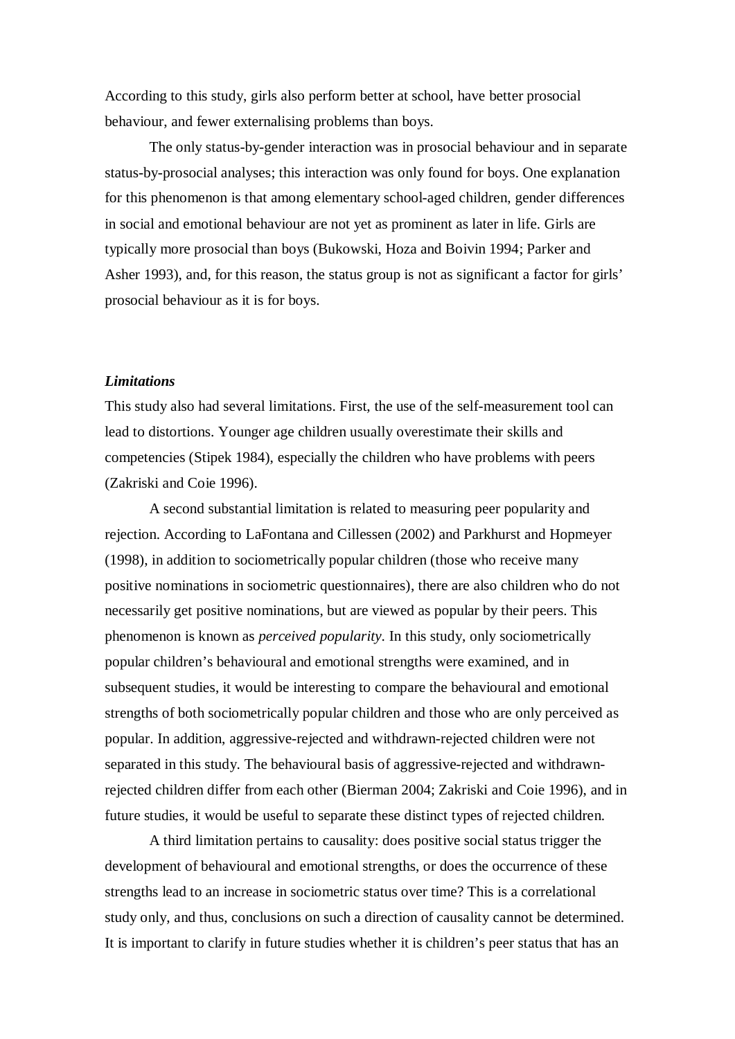According to this study, girls also perform better at school, have better prosocial behaviour, and fewer externalising problems than boys.

The only status-by-gender interaction was in prosocial behaviour and in separate status-by-prosocial analyses; this interaction was only found for boys. One explanation for this phenomenon is that among elementary school-aged children, gender differences in social and emotional behaviour are not yet as prominent as later in life. Girls are typically more prosocial than boys (Bukowski, Hoza and Boivin 1994; Parker and Asher 1993), and, for this reason, the status group is not as significant a factor for girls' prosocial behaviour as it is for boys.

***Limitations***

This study also had several limitations. First, the use of the self-measurement tool can lead to distortions. Younger age children usually overestimate their skills and competencies (Stipek 1984), especially the children who have problems with peers (Zakriski and Coie 1996).

A second substantial limitation is related to measuring peer popularity and rejection. According to LaFontana and Cillessen (2002) and Parkhurst and Hopmeyer (1998), in addition to sociometrically popular children (those who receive many positive nominations in sociometric questionnaires), there are also children who do not necessarily get positive nominations, but are viewed as popular by their peers. This phenomenon is known as *perceived popularity*. In this study, only sociometrically popular children's behavioural and emotional strengths were examined, and in subsequent studies, it would be interesting to compare the behavioural and emotional strengths of both sociometrically popular children and those who are only perceived as popular. In addition, aggressive-rejected and withdrawn-rejected children were not separated in this study. The behavioural basis of aggressive-rejected and withdrawn-rejected children differ from each other (Bierman 2004; Zakriski and Coie 1996), and in future studies, it would be useful to separate these distinct types of rejected children.

A third limitation pertains to causality: does positive social status trigger the development of behavioural and emotional strengths, or does the occurrence of these strengths lead to an increase in sociometric status over time? This is a correlational study only, and thus, conclusions on such a direction of causality cannot be determined. It is important to clarify in future studies whether it is children's peer status that has an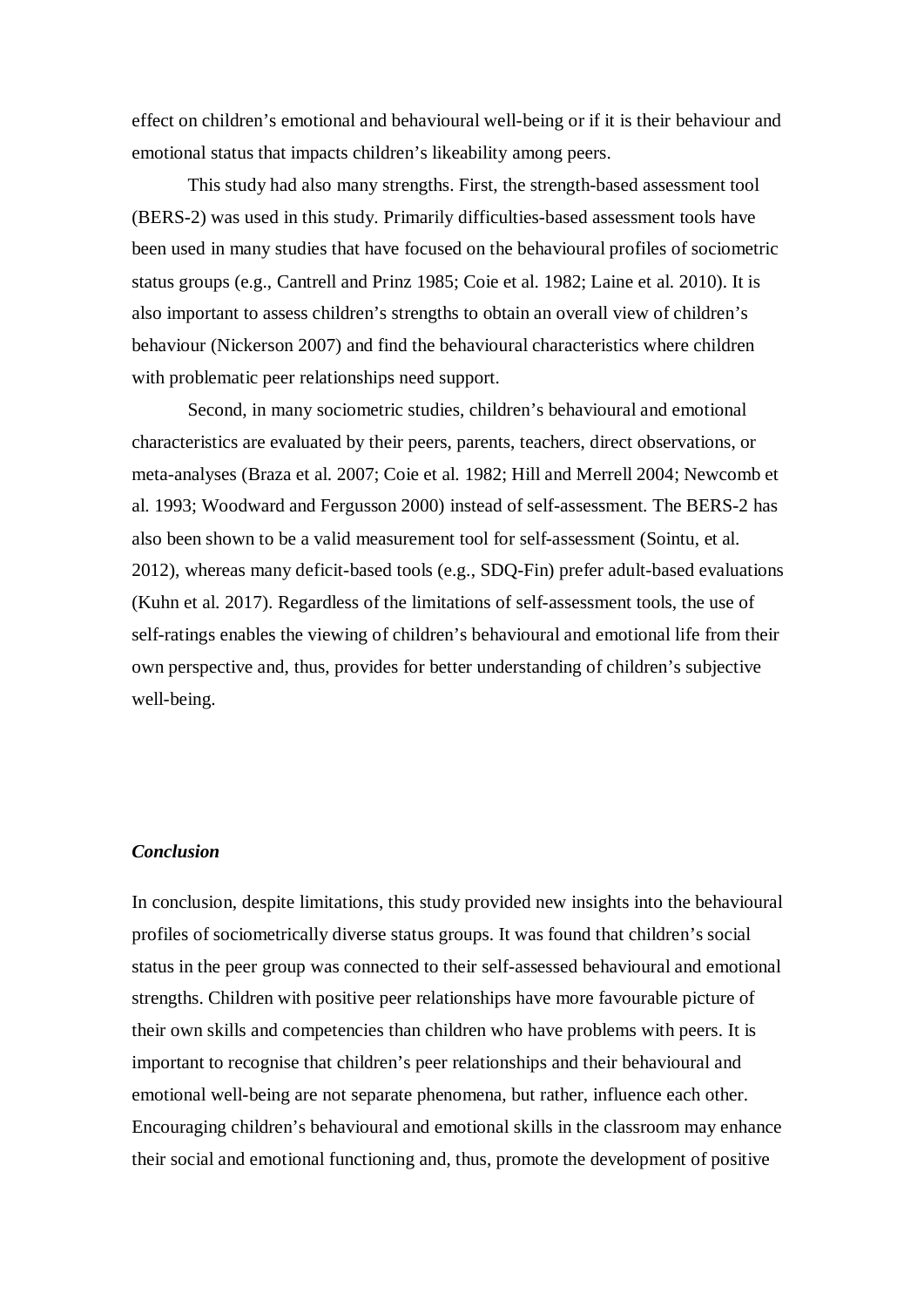effect on children's emotional and behavioural well-being or if it is their behaviour and emotional status that impacts children's likeability among peers.

This study had also many strengths. First, the strength-based assessment tool (BERS-2) was used in this study. Primarily difficulties-based assessment tools have been used in many studies that have focused on the behavioural profiles of sociometric status groups (e.g., Cantrell and Prinz 1985; Coie et al. 1982; Laine et al. 2010). It is also important to assess children's strengths to obtain an overall view of children's behaviour (Nickerson 2007) and find the behavioural characteristics where children with problematic peer relationships need support.

Second, in many sociometric studies, children's behavioural and emotional characteristics are evaluated by their peers, parents, teachers, direct observations, or meta-analyses (Braza et al. 2007; Coie et al. 1982; Hill and Merrell 2004; Newcomb et al. 1993; Woodward and Fergusson 2000) instead of self-assessment. The BERS-2 has also been shown to be a valid measurement tool for self-assessment (Sointu, et al. 2012), whereas many deficit-based tools (e.g., SDQ-Fin) prefer adult-based evaluations (Kuhn et al. 2017). Regardless of the limitations of self-assessment tools, the use of self-ratings enables the viewing of children's behavioural and emotional life from their own perspective and, thus, provides for better understanding of children's subjective well-being.

### ***Conclusion***

In conclusion, despite limitations, this study provided new insights into the behavioural profiles of sociometrically diverse status groups. It was found that children's social status in the peer group was connected to their self-assessed behavioural and emotional strengths. Children with positive peer relationships have more favourable picture of their own skills and competencies than children who have problems with peers. It is important to recognise that children's peer relationships and their behavioural and emotional well-being are not separate phenomena, but rather, influence each other. Encouraging children's behavioural and emotional skills in the classroom may enhance their social and emotional functioning and, thus, promote the development of positive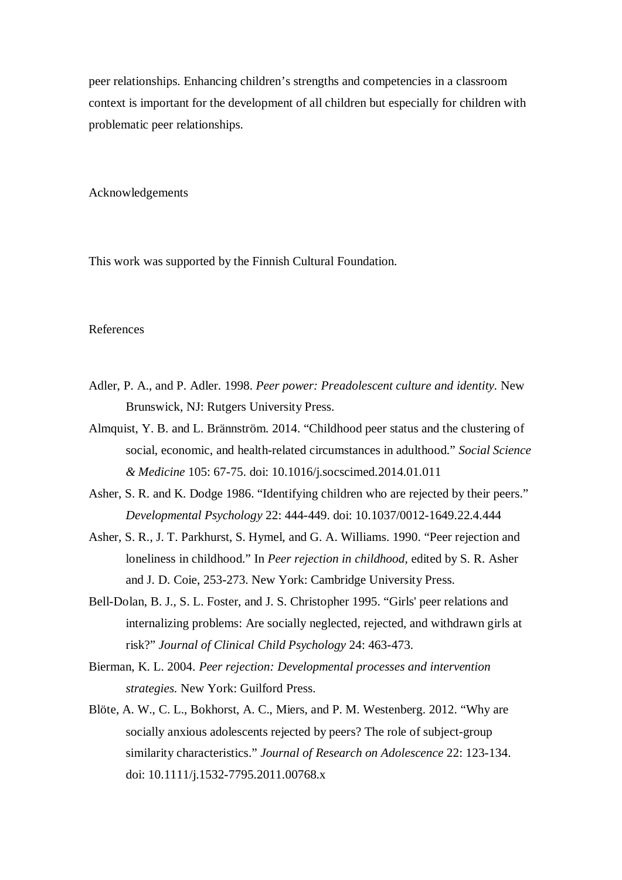peer relationships. Enhancing children's strengths and competencies in a classroom context is important for the development of all children but especially for children with problematic peer relationships.

## Acknowledgements

This work was supported by the Finnish Cultural Foundation.

## References

Adler, P. A., and P. Adler. 1998. *Peer power: Preadolescent culture and identity.* New Brunswick, NJ: Rutgers University Press.

Almquist, Y. B. and L. Brännström. 2014. "Childhood peer status and the clustering of social, economic, and health-related circumstances in adulthood." *Social Science & Medicine* 105: 67-75. doi: 10.1016/j.socscimed.2014.01.011

Asher, S. R. and K. Dodge 1986. "Identifying children who are rejected by their peers." *Developmental Psychology* 22: 444-449. doi: 10.1037/0012-1649.22.4.444

Asher, S. R., J. T. Parkhurst, S. Hymel, and G. A. Williams. 1990. "Peer rejection and loneliness in childhood." In *Peer rejection in childhood,* edited by S. R. Asher and J. D. Coie, 253-273. New York: Cambridge University Press.

Bell-Dolan, B. J., S. L. Foster, and J. S. Christopher 1995. "Girls' peer relations and internalizing problems: Are socially neglected, rejected, and withdrawn girls at risk?" *Journal of Clinical Child Psychology* 24: 463-473.

Bierman, K. L. 2004. *Peer rejection: Developmental processes and intervention strategies.* New York: Guilford Press.

Blöte, A. W., C. L., Bokhorst, A. C., Miers, and P. M. Westenberg. 2012. "Why are socially anxious adolescents rejected by peers? The role of subject-group similarity characteristics." *Journal of Research on Adolescence* 22: 123-134. doi: 10.1111/j.1532-7795.2011.00768.x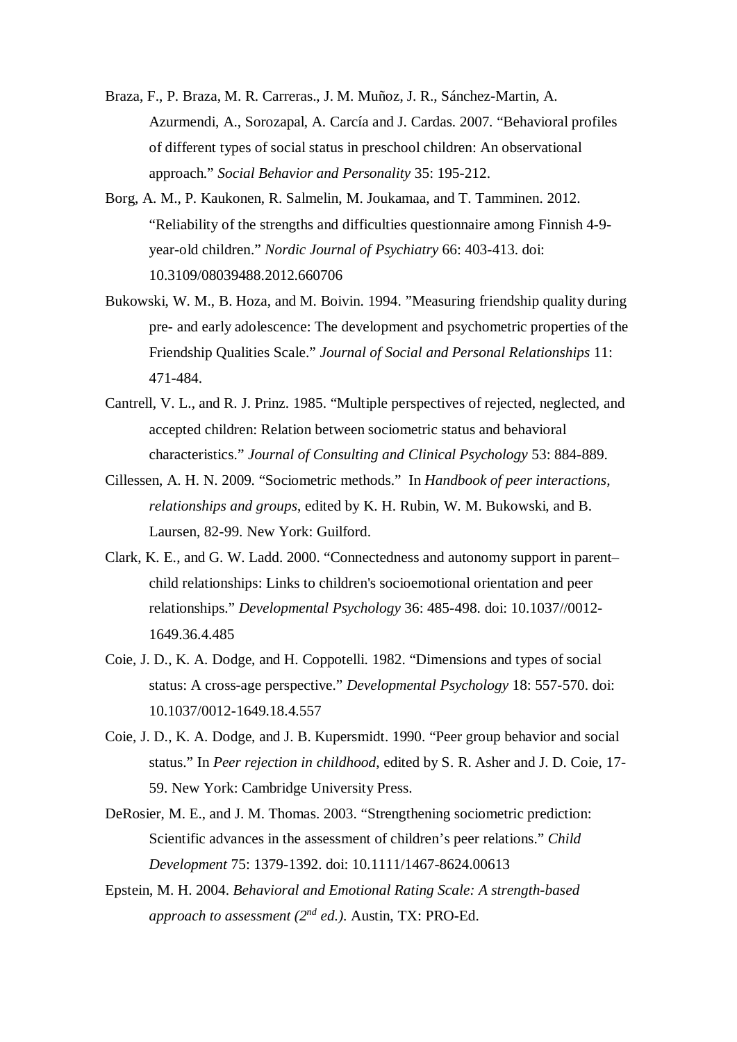Braza, F., P. Braza, M. R. Carreras., J. M. Muñoz, J. R., Sánchez-Martin, A. Azurmendi, A., Sorozapal, A. Carcía and J. Cardas. 2007. “Behavioral profiles of different types of social status in preschool children: An observational approach.” *Social Behavior and Personality* 35: 195-212.

Borg, A. M., P. Kaukonen, R. Salmelin, M. Joukamaa, and T. Tamminen. 2012. “Reliability of the strengths and difficulties questionnaire among Finnish 4-9-year-old children.” *Nordic Journal of Psychiatry* 66: 403-413. doi: 10.3109/08039488.2012.660706

Bukowski, W. M., B. Hoza, and M. Boivin. 1994. ”Measuring friendship quality during pre- and early adolescence: The development and psychometric properties of the Friendship Qualities Scale.” *Journal of Social and Personal Relationships* 11: 471-484.

Cantrell, V. L., and R. J. Prinz. 1985. “Multiple perspectives of rejected, neglected, and accepted children: Relation between sociometric status and behavioral characteristics.” *Journal of Consulting and Clinical Psychology* 53: 884-889.

Cillessen, A. H. N. 2009. “Sociometric methods.” In *Handbook of peer interactions, relationships and groups*, edited by K. H. Rubin, W. M. Bukowski, and B. Laursen, 82-99. New York: Guilford.

Clark, K. E., and G. W. Ladd. 2000. “Connectedness and autonomy support in parent–child relationships: Links to children's socioemotional orientation and peer relationships.” *Developmental Psychology* 36: 485-498. doi: 10.1037//0012-1649.36.4.485

Coie, J. D., K. A. Dodge, and H. Coppotelli. 1982. “Dimensions and types of social status: A cross-age perspective.” *Developmental Psychology* 18: 557-570. doi: 10.1037/0012-1649.18.4.557

Coie, J. D., K. A. Dodge, and J. B. Kupersmidt. 1990. “Peer group behavior and social status.” In *Peer rejection in childhood*, edited by S. R. Asher and J. D. Coie, 17-59. New York: Cambridge University Press.

DeRosier, M. E., and J. M. Thomas. 2003. “Strengthening sociometric prediction: Scientific advances in the assessment of children’s peer relations.” *Child Development* 75: 1379-1392. doi: 10.1111/1467-8624.00613

Epstein, M. H. 2004. *Behavioral and Emotional Rating Scale: A strength-based approach to assessment (2nd ed.).* Austin, TX: PRO-Ed.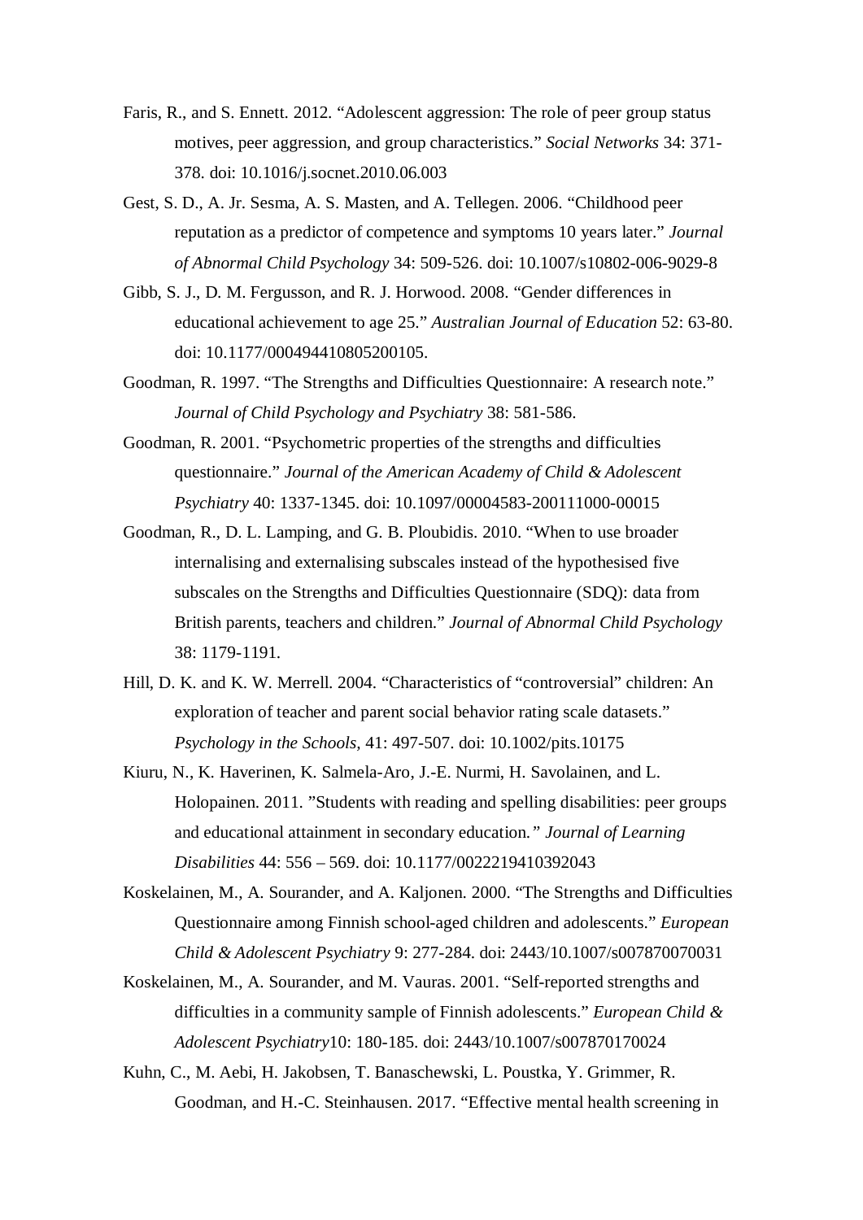Faris, R., and S. Ennett. 2012. "Adolescent aggression: The role of peer group status motives, peer aggression, and group characteristics." *Social Networks* 34: 371-378. doi: 10.1016/j.socnet.2010.06.003

Gest, S. D., A. Jr. Sesma, A. S. Masten, and A. Tellegen. 2006. "Childhood peer reputation as a predictor of competence and symptoms 10 years later." *Journal of Abnormal Child Psychology* 34: 509-526. doi: 10.1007/s10802-006-9029-8

Gibb, S. J., D. M. Fergusson, and R. J. Horwood. 2008. "Gender differences in educational achievement to age 25." *Australian Journal of Education* 52: 63-80. doi: 10.1177/000494410805200105.

Goodman, R. 1997. "The Strengths and Difficulties Questionnaire: A research note." *Journal of Child Psychology and Psychiatry* 38: 581-586.

Goodman, R. 2001. "Psychometric properties of the strengths and difficulties questionnaire." *Journal of the American Academy of Child & Adolescent Psychiatry* 40: 1337-1345. doi: 10.1097/00004583-200111000-00015

Goodman, R., D. L. Lamping, and G. B. Ploubidis. 2010. "When to use broader internalising and externalising subscales instead of the hypothesised five subscales on the Strengths and Difficulties Questionnaire (SDQ): data from British parents, teachers and children." *Journal of Abnormal Child Psychology* 38: 1179-1191.

Hill, D. K. and K. W. Merrell. 2004. "Characteristics of "controversial" children: An exploration of teacher and parent social behavior rating scale datasets." *Psychology in the Schools,* 41: 497-507. doi: 10.1002/pits.10175

Kiuru, N., K. Haverinen, K. Salmela-Aro, J.-E. Nurmi, H. Savolainen, and L. Holopainen. 2011. "Students with reading and spelling disabilities: peer groups and educational attainment in secondary education." *Journal of Learning Disabilities* 44: 556 – 569. doi: 10.1177/0022219410392043

Koskelainen, M., A. Sourander, and A. Kaljonen. 2000. "The Strengths and Difficulties Questionnaire among Finnish school-aged children and adolescents." *European Child & Adolescent Psychiatry* 9: 277-284. doi: 2443/10.1007/s007870070031

Koskelainen, M., A. Sourander, and M. Vauras. 2001. "Self-reported strengths and difficulties in a community sample of Finnish adolescents." *European Child & Adolescent Psychiatry*10: 180-185. doi: 2443/10.1007/s007870170024

Kuhn, C., M. Aebi, H. Jakobsen, T. Banaschewski, L. Poustka, Y. Grimmer, R. Goodman, and H.-C. Steinhausen. 2017. "Effective mental health screening in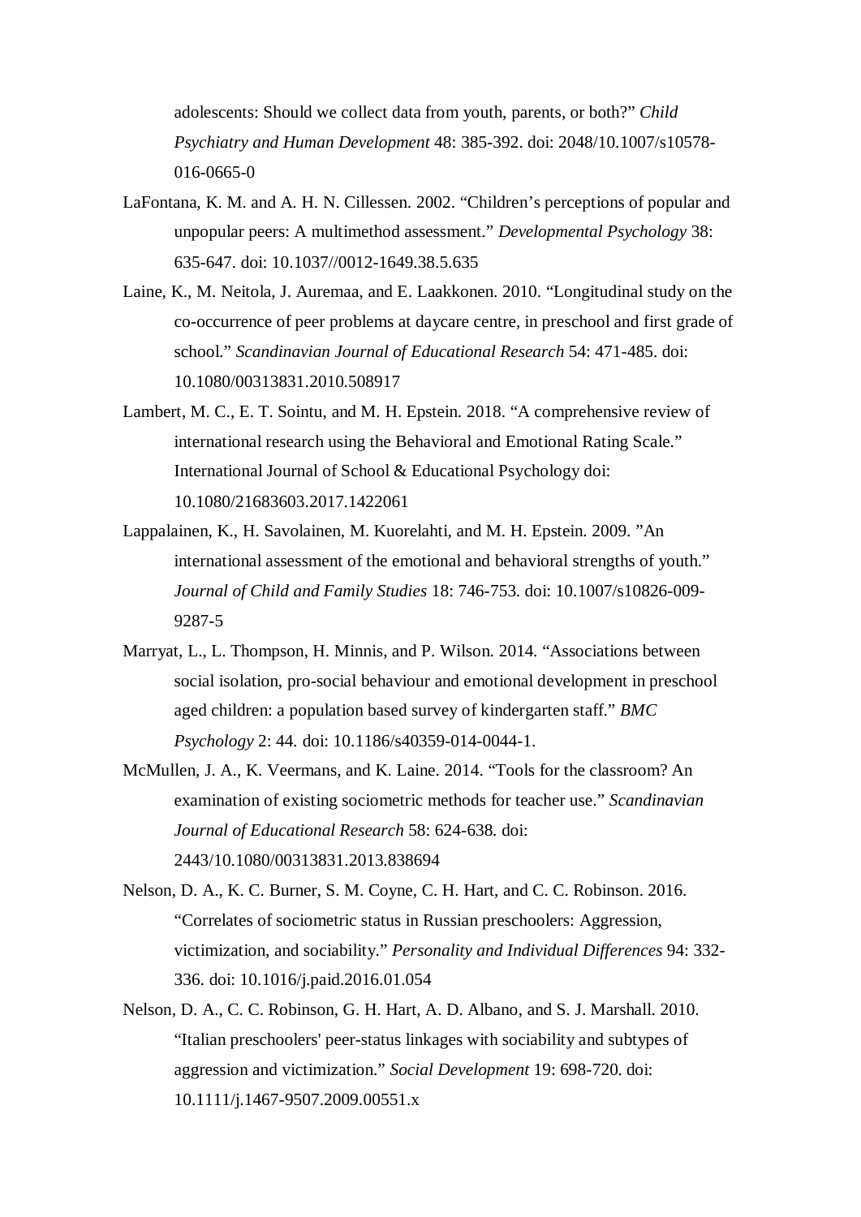adolescents: Should we collect data from youth, parents, or both?" *Child Psychiatry and Human Development* 48: 385-392. doi: 2048/10.1007/s10578-016-0665-0

LaFontana, K. M. and A. H. N. Cillessen. 2002. "Children's perceptions of popular and unpopular peers: A multimethod assessment." *Developmental Psychology* 38: 635-647. doi: 10.1037//0012-1649.38.5.635

Laine, K., M. Neitola, J. Auremaa, and E. Laakkonen. 2010. "Longitudinal study on the co-occurrence of peer problems at daycare centre, in preschool and first grade of school." *Scandinavian Journal of Educational Research* 54: 471-485. doi: 10.1080/00313831.2010.508917

Lambert, M. C., E. T. Sointu, and M. H. Epstein. 2018. "A comprehensive review of international research using the Behavioral and Emotional Rating Scale." International Journal of School & Educational Psychology doi: 10.1080/21683603.2017.1422061

Lappalainen, K., H. Savolainen, M. Kuorelahti, and M. H. Epstein. 2009. "An international assessment of the emotional and behavioral strengths of youth." *Journal of Child and Family Studies* 18: 746-753. doi: 10.1007/s10826-009-9287-5

Marryat, L., L. Thompson, H. Minnis, and P. Wilson. 2014. "Associations between social isolation, pro-social behaviour and emotional development in preschool aged children: a population based survey of kindergarten staff." *BMC Psychology* 2: 44. doi: 10.1186/s40359-014-0044-1.

McMullen, J. A., K. Veermans, and K. Laine. 2014. "Tools for the classroom? An examination of existing sociometric methods for teacher use." *Scandinavian Journal of Educational Research* 58: 624-638. doi: 2443/10.1080/00313831.2013.838694

Nelson, D. A., K. C. Burner, S. M. Coyne, C. H. Hart, and C. C. Robinson. 2016. "Correlates of sociometric status in Russian preschoolers: Aggression, victimization, and sociability." *Personality and Individual Differences* 94: 332-336. doi: 10.1016/j.paid.2016.01.054

Nelson, D. A., C. C. Robinson, G. H. Hart, A. D. Albano, and S. J. Marshall. 2010. "Italian preschoolers' peer-status linkages with sociability and subtypes of aggression and victimization." *Social Development* 19: 698-720. doi: 10.1111/j.1467-9507.2009.00551.x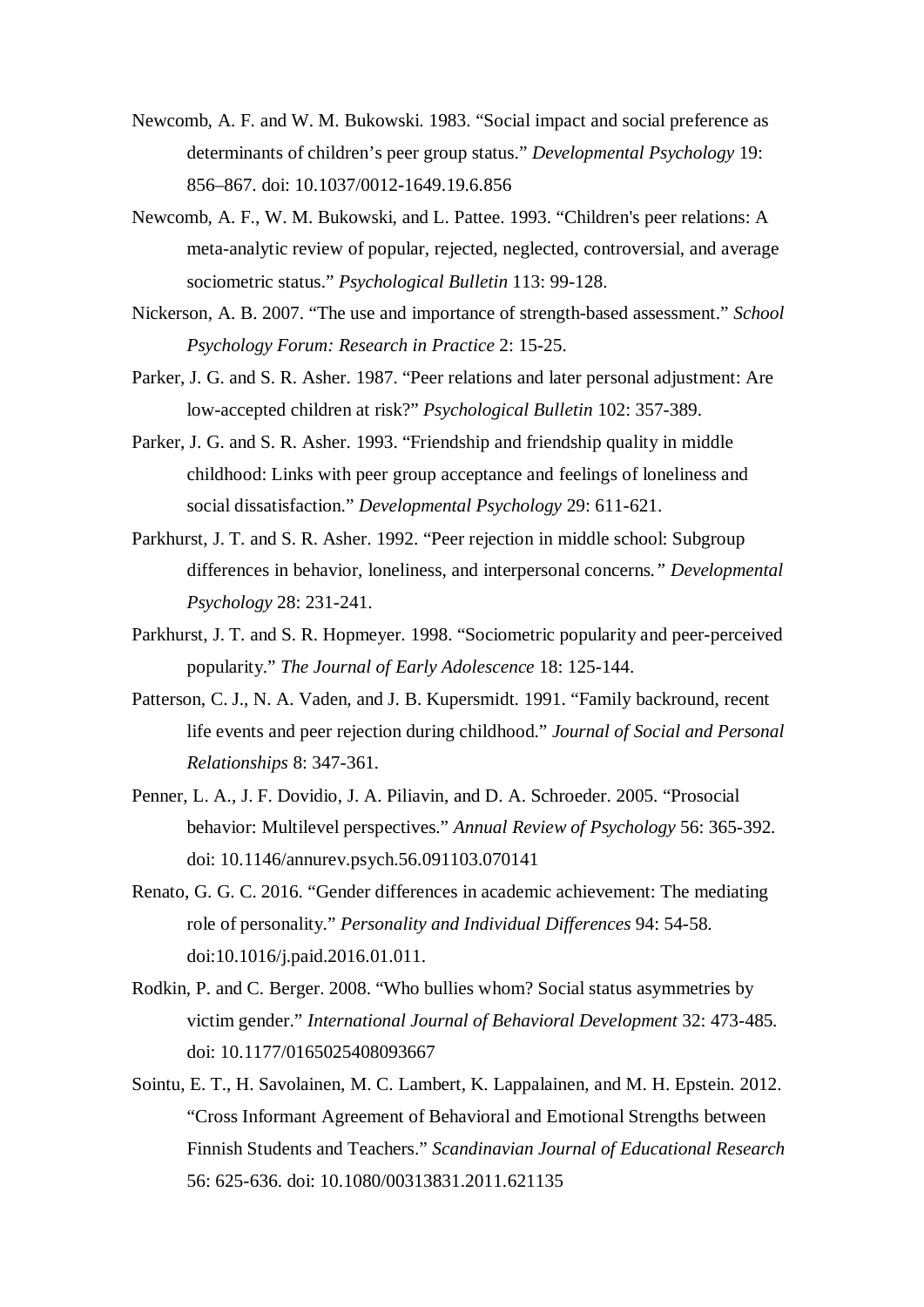Newcomb, A. F. and W. M. Bukowski. 1983. “Social impact and social preference as determinants of children’s peer group status.” *Developmental Psychology* 19: 856–867. doi: 10.1037/0012-1649.19.6.856

Newcomb, A. F., W. M. Bukowski, and L. Pattee. 1993. “Children's peer relations: A meta-analytic review of popular, rejected, neglected, controversial, and average sociometric status.” *Psychological Bulletin* 113: 99-128.

Nickerson, A. B. 2007. “The use and importance of strength-based assessment.” *School Psychology Forum: Research in Practice* 2: 15-25.

Parker, J. G. and S. R. Asher. 1987. “Peer relations and later personal adjustment: Are low-accepted children at risk?” *Psychological Bulletin* 102: 357-389.

Parker, J. G. and S. R. Asher. 1993. “Friendship and friendship quality in middle childhood: Links with peer group acceptance and feelings of loneliness and social dissatisfaction.” *Developmental Psychology* 29: 611-621.

Parkhurst, J. T. and S. R. Asher. 1992. “Peer rejection in middle school: Subgroup differences in behavior, loneliness, and interpersonal concerns.” *Developmental Psychology* 28: 231-241.

Parkhurst, J. T. and S. R. Hopmeyer. 1998. “Sociometric popularity and peer-perceived popularity.” *The Journal of Early Adolescence* 18: 125-144.

Patterson, C. J., N. A. Vaden, and J. B. Kupersmidt. 1991. “Family backround, recent life events and peer rejection during childhood.” *Journal of Social and Personal Relationships* 8: 347-361.

Penner, L. A., J. F. Dovidio, J. A. Piliavin, and D. A. Schroeder. 2005. “Prosocial behavior: Multilevel perspectives.” *Annual Review of Psychology* 56: 365-392. doi: 10.1146/annurev.psych.56.091103.070141

Renato, G. G. C. 2016. “Gender differences in academic achievement: The mediating role of personality.” *Personality and Individual Differences* 94: 54-58. doi:10.1016/j.paid.2016.01.011.

Rodkin, P. and C. Berger. 2008. “Who bullies whom? Social status asymmetries by victim gender.” *International Journal of Behavioral Development* 32: 473-485. doi: 10.1177/0165025408093667

Sointu, E. T., H. Savolainen, M. C. Lambert, K. Lappalainen, and M. H. Epstein. 2012. “Cross Informant Agreement of Behavioral and Emotional Strengths between Finnish Students and Teachers.” *Scandinavian Journal of Educational Research* 56: 625-636. doi: 10.1080/00313831.2011.621135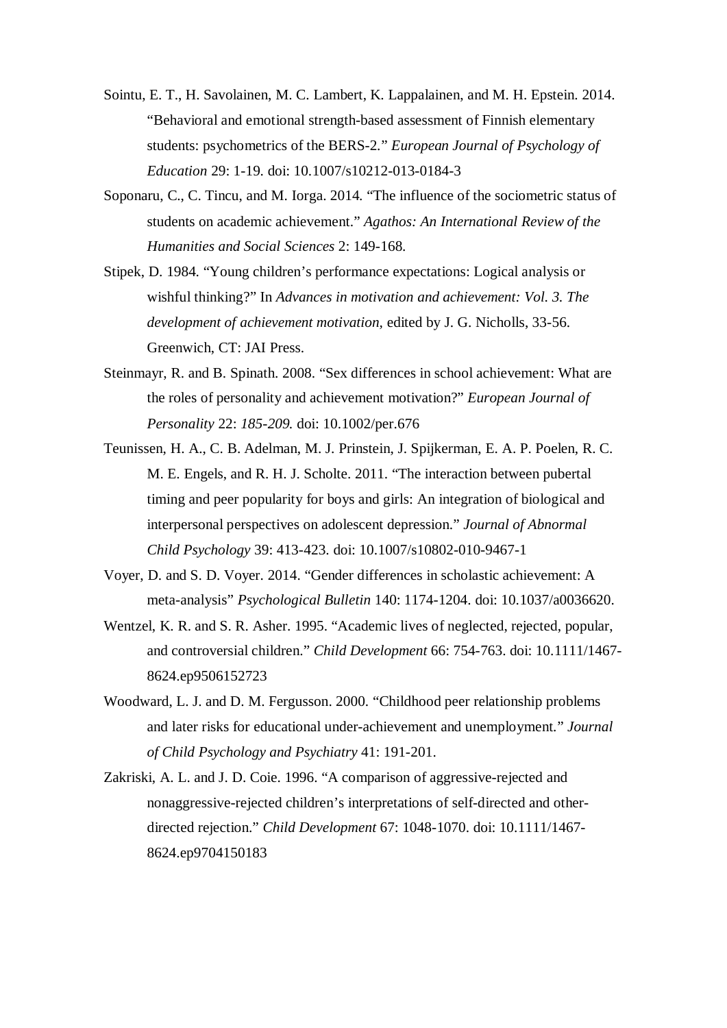Sointu, E. T., H. Savolainen, M. C. Lambert, K. Lappalainen, and M. H. Epstein. 2014. "Behavioral and emotional strength-based assessment of Finnish elementary students: psychometrics of the BERS-2." *European Journal of Psychology of Education* 29: 1-19. doi: 10.1007/s10212-013-0184-3

Soponaru, C., C. Tincu, and M. Iorga. 2014. "The influence of the sociometric status of students on academic achievement." *Agathos: An International Review of the Humanities and Social Sciences* 2: 149-168.

Stipek, D. 1984. "Young children's performance expectations: Logical analysis or wishful thinking?" In *Advances in motivation and achievement: Vol. 3. The development of achievement motivation,* edited by J. G. Nicholls, 33-56. Greenwich, CT: JAI Press.

Steinmayr, R. and B. Spinath. 2008. "Sex differences in school achievement: What are the roles of personality and achievement motivation?" *European Journal of Personality* 22: *185-209.* doi: 10.1002/per.676

Teunissen, H. A., C. B. Adelman, M. J. Prinstein, J. Spijkerman, E. A. P. Poelen, R. C. M. E. Engels, and R. H. J. Scholte. 2011. "The interaction between pubertal timing and peer popularity for boys and girls: An integration of biological and interpersonal perspectives on adolescent depression." *Journal of Abnormal Child Psychology* 39: 413-423. doi: 10.1007/s10802-010-9467-1

Voyer, D. and S. D. Voyer. 2014. "Gender differences in scholastic achievement: A meta-analysis" *Psychological Bulletin* 140: 1174-1204. doi: 10.1037/a0036620.

Wentzel, K. R. and S. R. Asher. 1995. "Academic lives of neglected, rejected, popular, and controversial children." *Child Development* 66: 754-763. doi: 10.1111/1467-8624.ep9506152723

Woodward, L. J. and D. M. Fergusson. 2000. "Childhood peer relationship problems and later risks for educational under-achievement and unemployment." *Journal of Child Psychology and Psychiatry* 41: 191-201.

Zakriski, A. L. and J. D. Coie. 1996. "A comparison of aggressive-rejected and nonaggressive-rejected children's interpretations of self-directed and other-directed rejection." *Child Development* 67: 1048-1070. doi: 10.1111/1467-8624.ep9704150183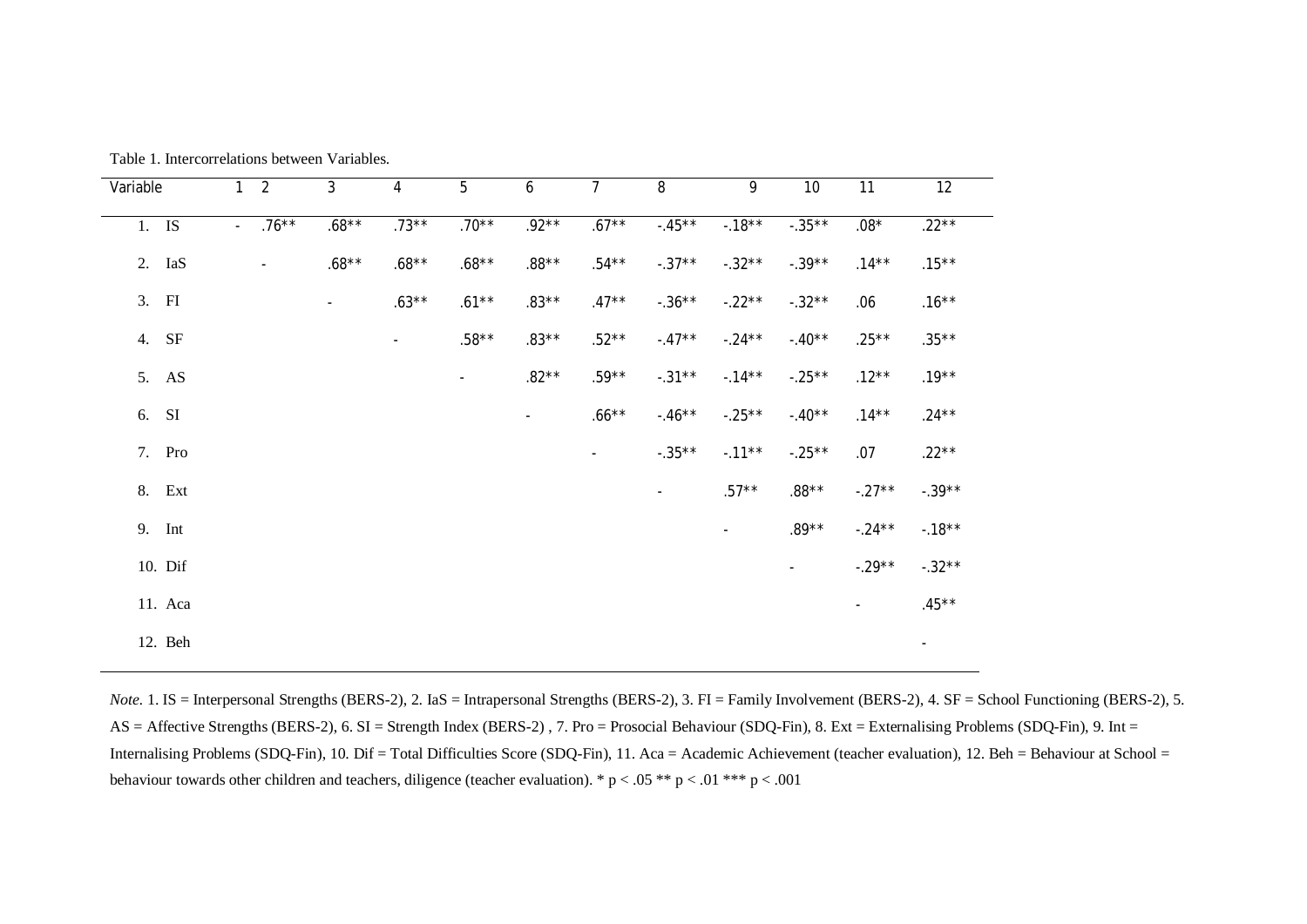Table 1. Intercorrelations between Variables.

| Variable | 1 | 2 | 3 | 4 | 5 | 6 | 7 | 8 | 9 | 10 | 11 | 12 |
|---|---|---|---|---|---|---|---|---|---|---|---|---|
| 1. IS | - | .76** | .68** | .73** | .70** | .92** | .67** | -.45** | -.18** | -.35** | .08* | .22** |
| 2. IaS | | - | .68** | .68** | .68** | .88** | .54** | -.37** | -.32** | -.39** | .14** | .15** |
| 3. FI | | | - | .63** | .61** | .83** | .47** | -.36** | -.22** | -.32** | .06 | .16** |
| 4. SF | | | | - | .58** | .83** | .52** | -.47** | -.24** | -.40** | .25** | .35** |
| 5. AS | | | | | - | .82** | .59** | -.31** | -.14** | -.25** | .12** | .19** |
| 6. SI | | | | | | - | .66** | -.46** | -.25** | -.40** | .14** | .24** |
| 7. Pro | | | | | | | - | -.35** | -.11** | -.25** | .07 | .22** |
| 8. Ext | | | | | | | | - | .57** | .88** | -.27** | -.39** |
| 9. Int | | | | | | | | | - | .89** | -.24** | -.18** |
| 10. Dif | | | | | | | | | | - | -.29** | -.32** |
| 11. Aca | | | | | | | | | | | - | .45** |
| 12. Beh | | | | | | | | | | | | - |

*Note.* 1. IS = Interpersonal Strengths (BERS-2), 2. IaS = Intrapersonal Strengths (BERS-2), 3. FI = Family Involvement (BERS-2), 4. SF = School Functioning (BERS-2), 5. AS = Affective Strengths (BERS-2), 6. SI = Strength Index (BERS-2) , 7. Pro = Prosocial Behaviour (SDQ-Fin), 8. Ext = Externalising Problems (SDQ-Fin), 9. Int = Internalising Problems (SDQ-Fin), 10. Dif = Total Difficulties Score (SDQ-Fin), 11. Aca = Academic Achievement (teacher evaluation), 12. Beh = Behaviour at School = behaviour towards other children and teachers, diligence (teacher evaluation). * $p < .05$ ** $p < .01$ *** $p < .001$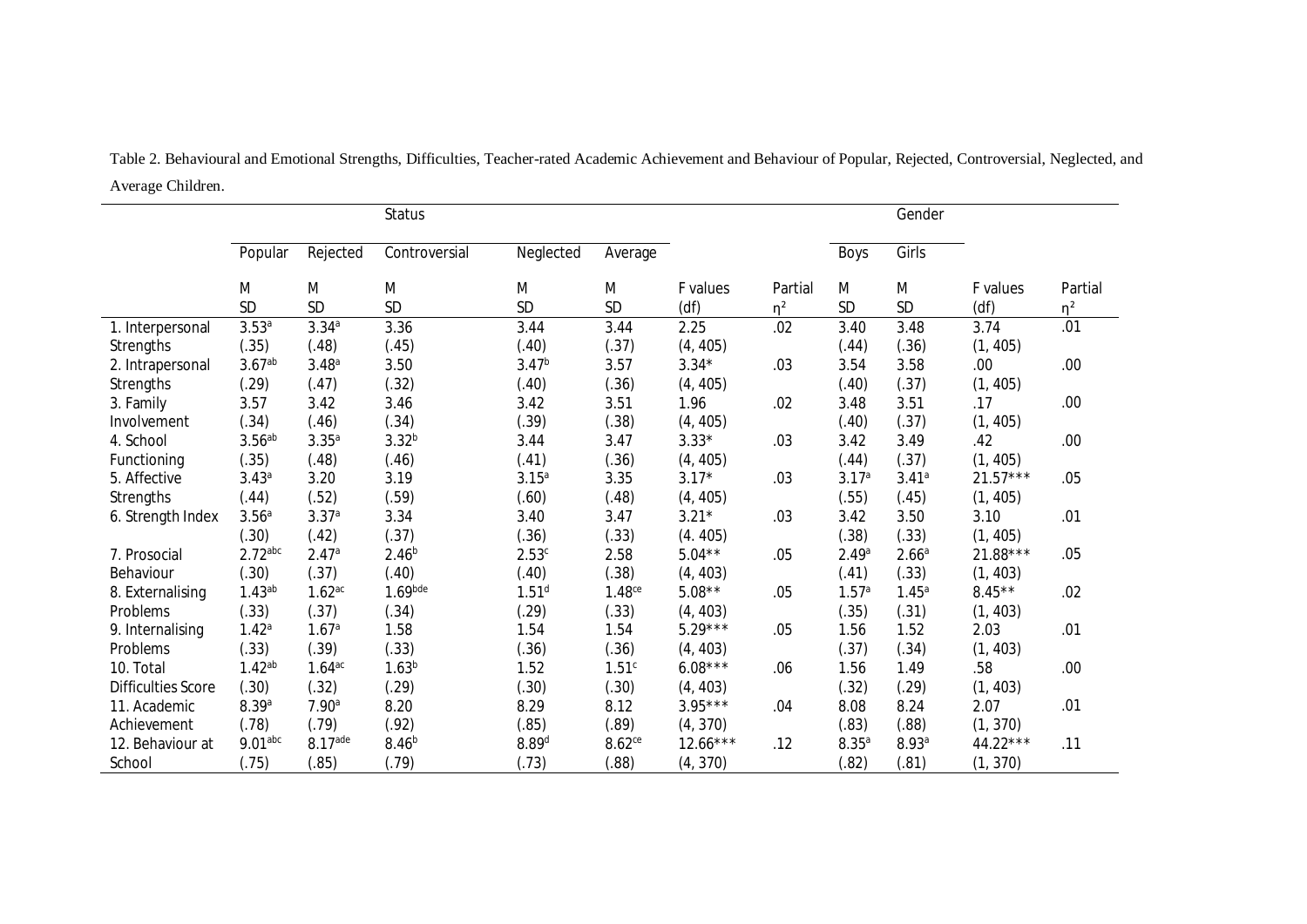Table 2. Behavioural and Emotional Strengths, Difficulties, Teacher-rated Academic Achievement and Behaviour of Popular, Rejected, Controversial, Neglected, and Average Children.

| | Status | | | | | | | Gender | | | |
|---|---|---|---|---|---|---|---|---|---|---|---|
| | Popular | Rejected | Controversial | Neglected | Average | | | Boys | Girls | | |
| | M SD | M SD | M SD | M SD | M SD | F values (df) | Partial $\eta^2$ | M SD | M SD | F values (df) | Partial $\eta^2$ |
| 1. Interpersonal Strengths | $3.53^{a}$ (.35) | $3.34^{a}$ (.48) | 3.36 (.45) | 3.44 (.40) | 3.44 (.37) | 2.25 (4, 405) | .02 | 3.40 (.44) | 3.48 (.36) | 3.74 (1, 405) | .01 |
| 2. Intrapersonal Strengths | $3.67^{ab}$ (.29) | $3.48^{a}$ (.47) | 3.50 (.32) | $3.47^{b}$ (.40) | 3.57 (.36) | 3.34* (4, 405) | .03 | 3.54 (.40) | 3.58 (.37) | .00 (1, 405) | .00 |
| 3. Family Involvement | 3.57 (.34) | 3.42 (.46) | 3.46 (.34) | 3.42 (.39) | 3.51 (.38) | 1.96 (4, 405) | .02 | 3.48 (.40) | 3.51 (.37) | .17 (1, 405) | .00 |
| 4. School Functioning | $3.56^{ab}$ (.35) | $3.35^{a}$ (.48) | $3.32^{b}$ (.46) | 3.44 (.41) | 3.47 (.36) | 3.33* (4, 405) | .03 | 3.42 (.44) | 3.49 (.37) | .42 (1, 405) | .00 |
| 5. Affective Strengths | $3.43^{a}$ (.44) | 3.20 (.52) | 3.19 (.59) | $3.15^{a}$ (.60) | 3.35 (.48) | 3.17* (4, 405) | .03 | $3.17^{a}$ (.55) | $3.41^{a}$ (.45) | 21.57*** (1, 405) | .05 |
| 6. Strength Index | $3.56^{a}$ (.30) | $3.37^{a}$ (.42) | 3.34 (.37) | 3.40 (.36) | 3.47 (.33) | 3.21* (4. 405) | .03 | 3.42 (.38) | 3.50 (.33) | 3.10 (1, 405) | .01 |
| 7. Prosocial Behaviour | $2.72^{abc}$ (.30) | $2.47^{a}$ (.37) | $2.46^{b}$ (.40) | $2.53^{c}$ (.40) | 2.58 (.38) | 5.04** (4, 403) | .05 | $2.49^{a}$ (.41) | $2.66^{a}$ (.33) | 21.88*** (1, 403) | .05 |
| 8. Externalising Problems | $1.43^{ab}$ (.33) | $1.62^{ac}$ (.37) | $1.69^{bde}$ (.34) | $1.51^{d}$ (.29) | $1.48^{ce}$ (.33) | 5.08** (4, 403) | .05 | $1.57^{a}$ (.35) | $1.45^{a}$ (.31) | 8.45** (1, 403) | .02 |
| 9. Internalising Problems | $1.42^{a}$ (.33) | $1.67^{a}$ (.39) | 1.58 (.33) | 1.54 (.36) | 1.54 (.36) | 5.29*** (4, 403) | .05 | 1.56 (.37) | 1.52 (.34) | 2.03 (1, 403) | .01 |
| 10. Total Difficulties Score | $1.42^{ab}$ (.30) | $1.64^{ac}$ (.32) | $1.63^{b}$ (.29) | 1.52 (.30) | $1.51^{c}$ (.30) | 6.08*** (4, 403) | .06 | 1.56 (.32) | 1.49 (.29) | .58 (1, 403) | .00 |
| 11. Academic Achievement | $8.39^{a}$ (.78) | $7.90^{a}$ (.79) | 8.20 (.92) | 8.29 (.85) | 8.12 (.89) | 3.95*** (4, 370) | .04 | 8.08 (.83) | 8.24 (.88) | 2.07 (1, 370) | .01 |
| 12. Behaviour at School | $9.01^{abc}$ (.75) | $8.17^{ade}$ (.85) | $8.46^{b}$ (.79) | $8.89^{d}$ (.73) | $8.62^{ce}$ (.88) | 12.66*** (4, 370) | .12 | $8.35^{a}$ (.82) | $8.93^{a}$ (.81) | 44.22*** (1, 370) | .11 |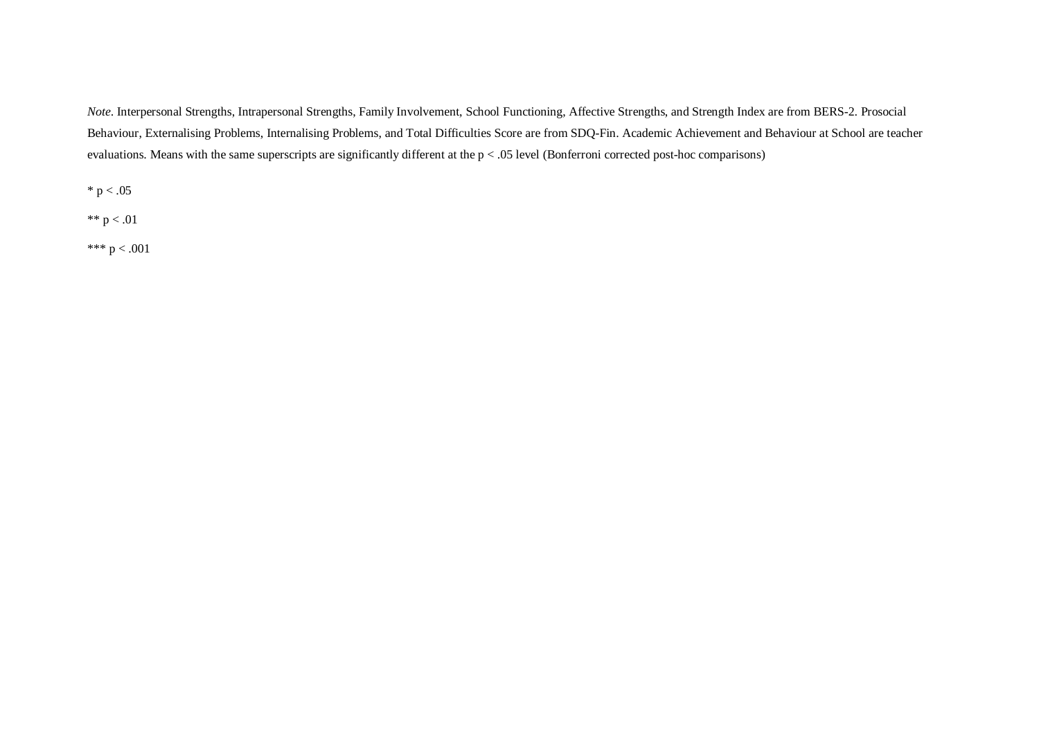*Note*. Interpersonal Strengths, Intrapersonal Strengths, Family Involvement, School Functioning, Affective Strengths, and Strength Index are from BERS-2. Prosocial Behaviour, Externalising Problems, Internalising Problems, and Total Difficulties Score are from SDQ-Fin. Academic Achievement and Behaviour at School are teacher evaluations. Means with the same superscripts are significantly different at the $p < .05$ level (Bonferroni corrected post-hoc comparisons)

* $p < .05$

** $p < .01$

*** $p < .001$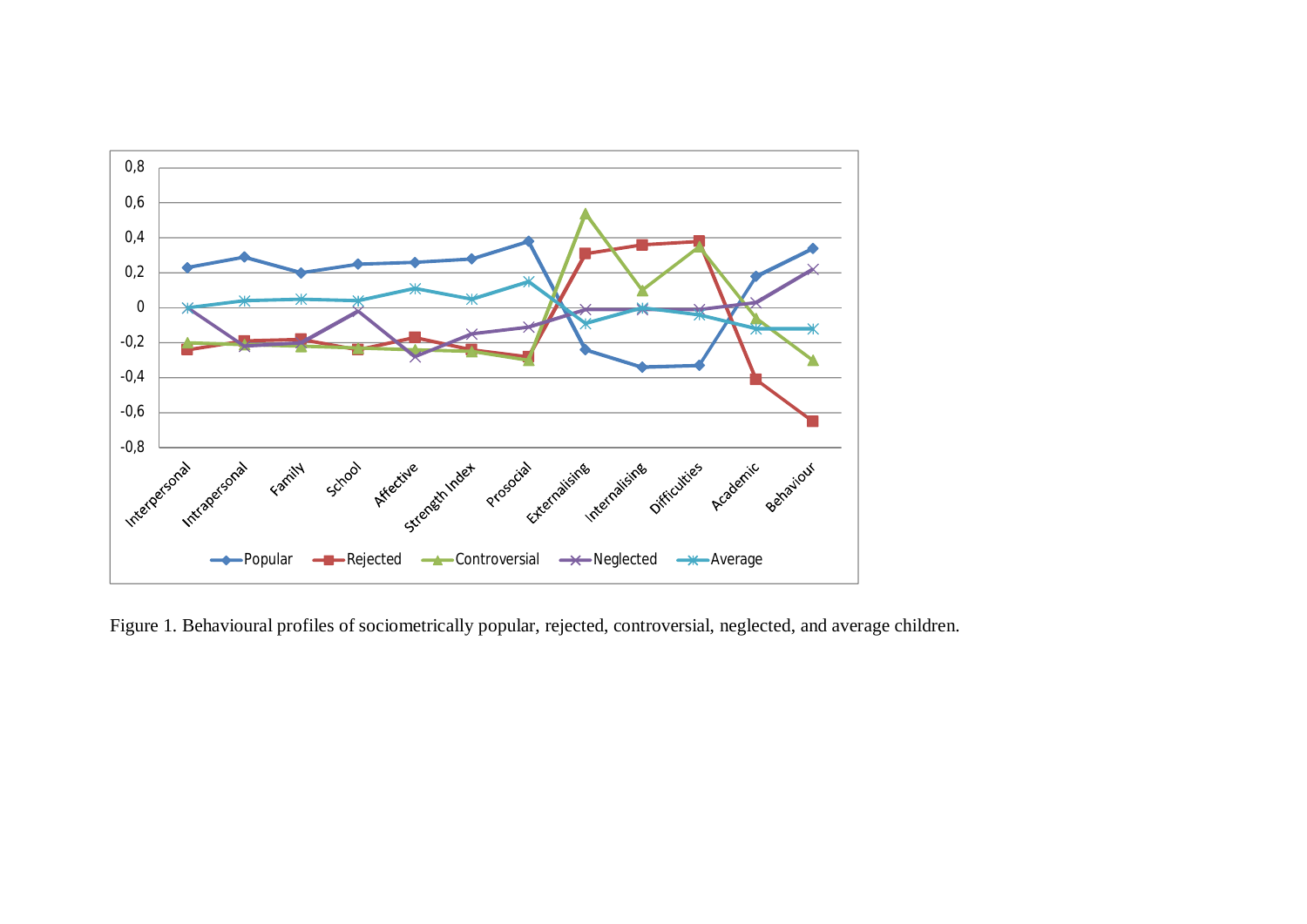0,8
0,6
0,4
0,2
0
-0,2
-0,4
-0,6
-0,8

Interpersonal
Intrapersonal
Family
School
Affective
Strength Index
Prosocial
Externalising
Internalising
Difficulties
Academic
Behaviour

Popular
Rejected
Controversial
Neglected
Average

Figure 1. Behavioural profiles of sociometrically popular, rejected, controversial, neglected, and average children.